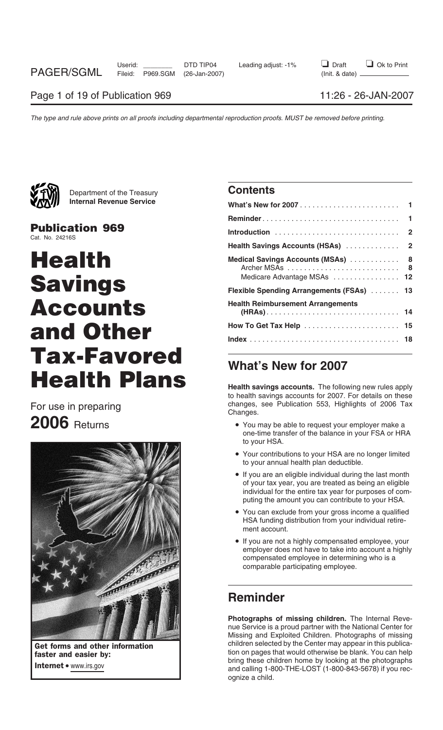Department of the Treasury
**Internal Revenue Service**

**Publication 969**
Cat. No. 24216S

# Health Savings Accounts and Other Tax-Favored Health Plans

For use in preparing

**2006** Returns

**Get forms and other information faster and easier by:**

**Internet** • www.irs.gov

## Contents

| | |
|---|---|
| **What's New for 2007** | **1** |
| **Reminder** | **1** |
| **Introduction** | **2** |
| **Health Savings Accounts (HSAs)** | **2** |
| **Medical Savings Accounts (MSAs)** | **8** |
| Archer MSAs | 8 |
| Medicare Advantage MSAs | 12 |
| **Flexible Spending Arrangements (FSAs)** | **13** |
| **Health Reimbursement Arrangements (HRAs)** | **14** |
| **How To Get Tax Help** | **15** |
| **Index** | **18** |

## What's New for 2007

**Health savings accounts.** The following new rules apply to health savings accounts for 2007. For details on these changes, see Publication 553, Highlights of 2006 Tax Changes.

- You may be able to request your employer make a one-time transfer of the balance in your FSA or HRA to your HSA.
- Your contributions to your HSA are no longer limited to your annual health plan deductible.
- If you are an eligible individual during the last month of your tax year, you are treated as being an eligible individual for the entire tax year for purposes of computing the amount you can contribute to your HSA.
- You can exclude from your gross income a qualified HSA funding distribution from your individual retirement account.
- If you are not a highly compensated employee, your employer does not have to take into account a highly compensated employee in determining who is a comparable participating employee.

## Reminder

**Photographs of missing children.** The Internal Revenue Service is a proud partner with the National Center for Missing and Exploited Children. Photographs of missing children selected by the Center may appear in this publication on pages that would otherwise be blank. You can help bring these children home by looking at the photographs and calling 1-800-THE-LOST (1-800-843-5678) if you recognize a child.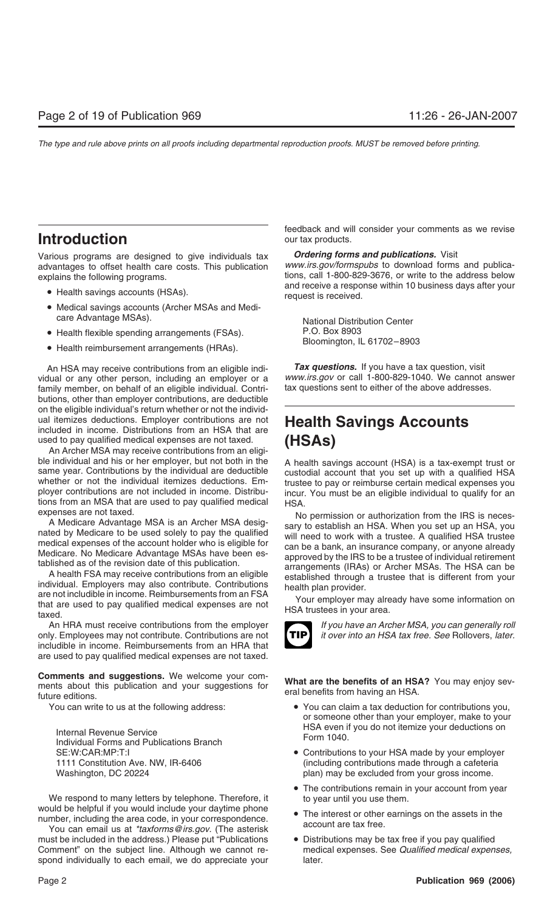# Introduction

Various programs are designed to give individuals tax advantages to offset health care costs. This publication explains the following programs.

- Health savings accounts (HSAs).
- Medical savings accounts (Archer MSAs and Medicare Advantage MSAs).
- Health flexible spending arrangements (FSAs).
- Health reimbursement arrangements (HRAs).

An HSA may receive contributions from an eligible individual or any other person, including an employer or a family member, on behalf of an eligible individual. Contributions, other than employer contributions, are deductible on the eligible individual's return whether or not the individual itemizes deductions. Employer contributions are not included in income. Distributions from an HSA that are used to pay qualified medical expenses are not taxed.

An Archer MSA may receive contributions from an eligible individual and his or her employer, but not both in the same year. Contributions by the individual are deductible whether or not the individual itemizes deductions. Employer contributions are not included in income. Distributions from an MSA that are used to pay qualified medical expenses are not taxed.

A Medicare Advantage MSA is an Archer MSA designated by Medicare to be used solely to pay the qualified medical expenses of the account holder who is eligible for Medicare. No Medicare Advantage MSAs have been established as of the revision date of this publication.

A health FSA may receive contributions from an eligible individual. Employers may also contribute. Contributions are not includible in income. Reimbursements from an FSA that are used to pay qualified medical expenses are not taxed.

An HRA must receive contributions from the employer only. Employees may not contribute. Contributions are not includible in income. Reimbursements from an HRA that are used to pay qualified medical expenses are not taxed.

**Comments and suggestions.** We welcome your comments about this publication and your suggestions for future editions.

You can write to us at the following address:

Internal Revenue Service
Individual Forms and Publications Branch
SE:W:CAR:MP:T:I
1111 Constitution Ave. NW, IR-6406
Washington, DC 20224

We respond to many letters by telephone. Therefore, it would be helpful if you would include your daytime phone number, including the area code, in your correspondence.

You can email us at *\*taxforms@irs.gov*. (The asterisk must be included in the address.) Please put "Publications Comment" on the subject line. Although we cannot respond individually to each email, we do appreciate your feedback and will consider your comments as we revise our tax products.

***Ordering forms and publications.*** Visit *www.irs.gov/formspubs* to download forms and publications, call 1-800-829-3676, or write to the address below and receive a response within 10 business days after your request is received.

National Distribution Center
P.O. Box 8903
Bloomington, IL 61702–8903

***Tax questions.*** If you have a tax question, visit *www.irs.gov* or call 1-800-829-1040. We cannot answer tax questions sent to either of the above addresses.

# Health Savings Accounts (HSAs)

A health savings account (HSA) is a tax-exempt trust or custodial account that you set up with a qualified HSA trustee to pay or reimburse certain medical expenses you incur. You must be an eligible individual to qualify for an HSA.

No permission or authorization from the IRS is necessary to establish an HSA. When you set up an HSA, you will need to work with a trustee. A qualified HSA trustee can be a bank, an insurance company, or anyone already approved by the IRS to be a trustee of individual retirement arrangements (IRAs) or Archer MSAs. The HSA can be established through a trustee that is different from your health plan provider.

Your employer may already have some information on HSA trustees in your area.

**TIP** *If you have an Archer MSA, you can generally roll it over into an HSA tax free. See* Rollovers, *later.*

**What are the benefits of an HSA?** You may enjoy several benefits from having an HSA.

- You can claim a tax deduction for contributions you, or someone other than your employer, make to your HSA even if you do not itemize your deductions on Form 1040.
- Contributions to your HSA made by your employer (including contributions made through a cafeteria plan) may be excluded from your gross income.
- The contributions remain in your account from year to year until you use them.
- The interest or other earnings on the assets in the account are tax free.
- Distributions may be tax free if you pay qualified medical expenses. See *Qualified medical expenses,* later.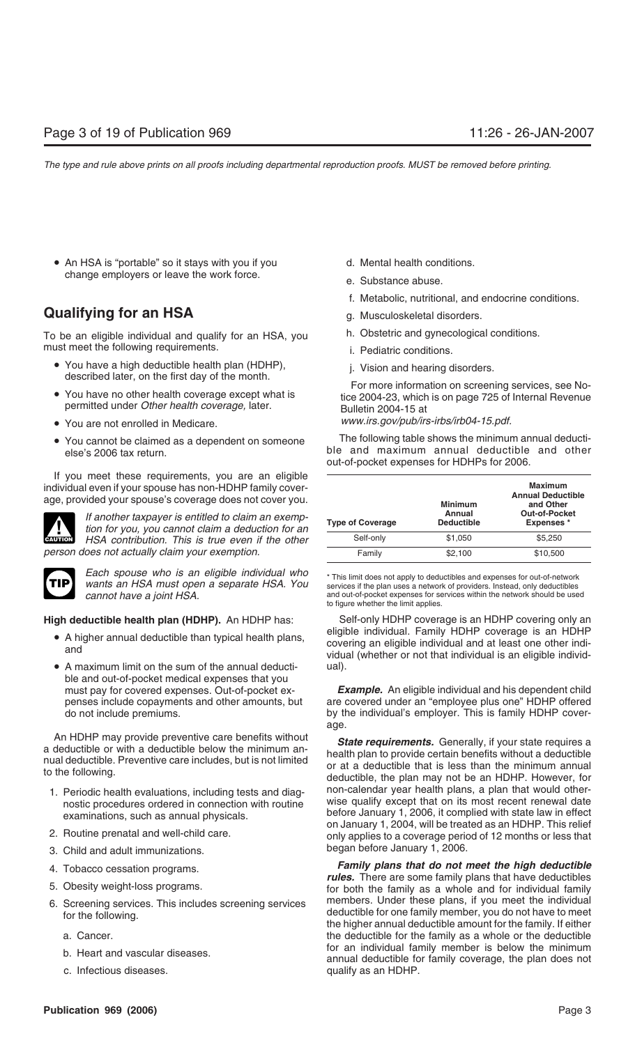- An HSA is "portable" so it stays with you if you change employers or leave the work force.

## Qualifying for an HSA

To be an eligible individual and qualify for an HSA, you must meet the following requirements.

- You have a high deductible health plan (HDHP), described later, on the first day of the month.
- You have no other health coverage except what is permitted under *Other health coverage,* later.
- You are not enrolled in Medicare.
- You cannot be claimed as a dependent on someone else's 2006 tax return.

If you meet these requirements, you are an eligible individual even if your spouse has non-HDHP family coverage, provided your spouse's coverage does not cover you.

**CAUTION:** *If another taxpayer is entitled to claim an exemption for you, you cannot claim a deduction for an HSA contribution. This is true even if the other person does not actually claim your exemption.*

**TIP:** *Each spouse who is an eligible individual who wants an HSA must open a separate HSA. You cannot have a joint HSA.*

**High deductible health plan (HDHP).** An HDHP has:

- A higher annual deductible than typical health plans, and
- A maximum limit on the sum of the annual deductible and out-of-pocket medical expenses that you must pay for covered expenses. Out-of-pocket expenses include copayments and other amounts, but do not include premiums.

An HDHP may provide preventive care benefits without a deductible or with a deductible below the minimum annual deductible. Preventive care includes, but is not limited to the following.

1. Periodic health evaluations, including tests and diagnostic procedures ordered in connection with routine examinations, such as annual physicals.
2. Routine prenatal and well-child care.
3. Child and adult immunizations.
4. Tobacco cessation programs.
5. Obesity weight-loss programs.
6. Screening services. This includes screening services for the following.
   a. Cancer.
   b. Heart and vascular diseases.
   c. Infectious diseases.
   d. Mental health conditions.
   e. Substance abuse.
   f. Metabolic, nutritional, and endocrine conditions.
   g. Musculoskeletal disorders.
   h. Obstetric and gynecological conditions.
   i. Pediatric conditions.
   j. Vision and hearing disorders.

For more information on screening services, see Notice 2004-23, which is on page 725 of Internal Revenue Bulletin 2004-15 at *www.irs.gov/pub/irs-irbs/irb04-15.pdf.*

The following table shows the minimum annual deductible and maximum annual deductible and other out-of-pocket expenses for HDHPs for 2006.

| Type of Coverage | Minimum Annual Deductible | Maximum Annual Deductible and Other Out-of-Pocket Expenses * |
|---|---|---|
| Self-only | $1,050 | $5,250 |
| Family | $2,100 | $10,500 |

\* This limit does not apply to deductibles and expenses for out-of-network services if the plan uses a network of providers. Instead, only deductibles and out-of-pocket expenses for services within the network should be used to figure whether the limit applies.

Self-only HDHP coverage is an HDHP covering only an eligible individual. Family HDHP coverage is an HDHP covering an eligible individual and at least one other individual (whether or not that individual is an eligible individual).

***Example.*** An eligible individual and his dependent child are covered under an "employee plus one" HDHP offered by the individual's employer. This is family HDHP coverage.

***State requirements.*** Generally, if your state requires a health plan to provide certain benefits without a deductible or at a deductible that is less than the minimum annual deductible, the plan may not be an HDHP. However, for non-calendar year health plans, a plan that would otherwise qualify except that on its most recent renewal date before January 1, 2006, it complied with state law in effect on January 1, 2004, will be treated as an HDHP. This relief only applies to a coverage period of 12 months or less that began before January 1, 2006.

***Family plans that do not meet the high deductible rules.*** There are some family plans that have deductibles for both the family as a whole and for individual family members. Under these plans, if you meet the individual deductible for one family member, you do not have to meet the higher annual deductible amount for the family. If either the deductible for the family as a whole or the deductible for an individual family member is below the minimum annual deductible for family coverage, the plan does not qualify as an HDHP.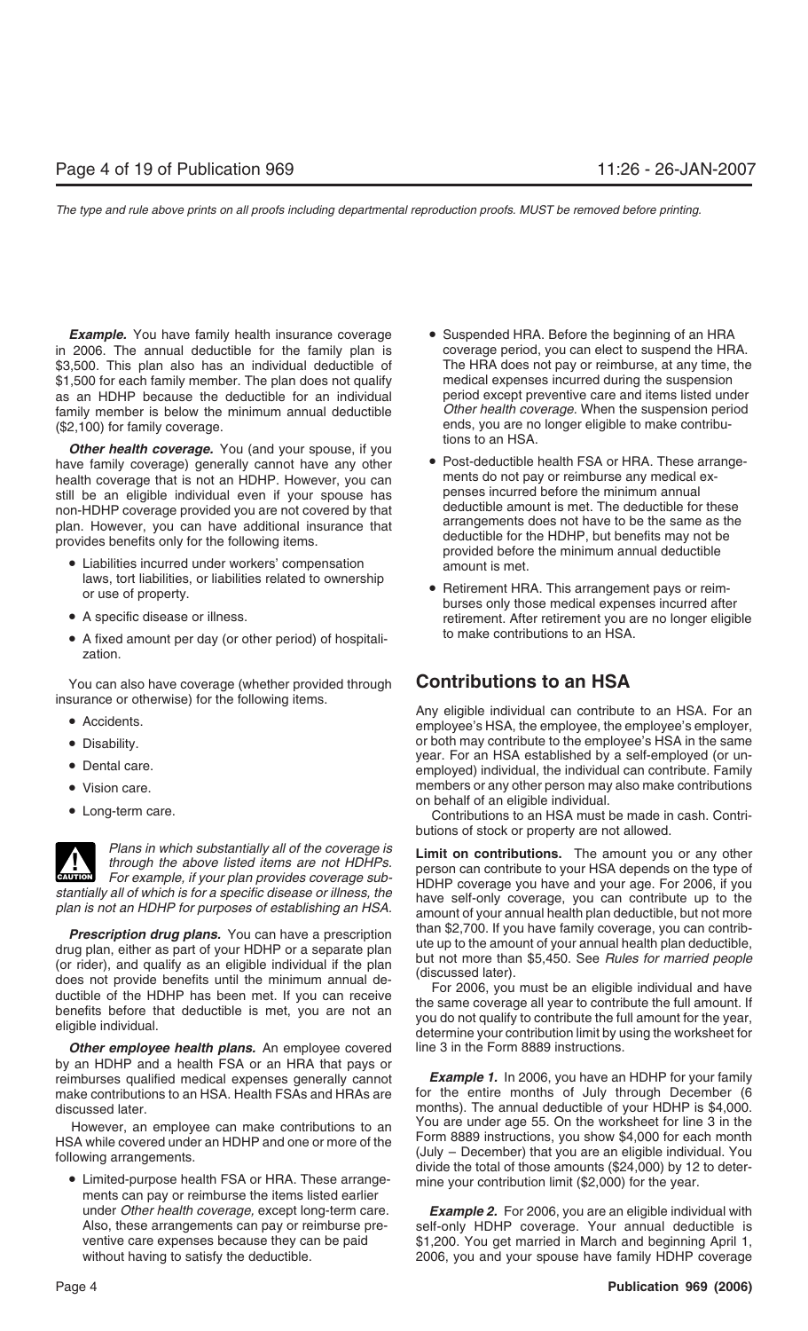***Example.*** You have family health insurance coverage in 2006. The annual deductible for the family plan is $3,500. This plan also has an individual deductible of $1,500 for each family member. The plan does not qualify as an HDHP because the deductible for an individual family member is below the minimum annual deductible ($2,100) for family coverage.

***Other health coverage.*** You (and your spouse, if you have family coverage) generally cannot have any other health coverage that is not an HDHP. However, you can still be an eligible individual even if your spouse has non-HDHP coverage provided you are not covered by that plan. However, you can have additional insurance that provides benefits only for the following items.

- Liabilities incurred under workers' compensation laws, tort liabilities, or liabilities related to ownership or use of property.
- A specific disease or illness.
- A fixed amount per day (or other period) of hospitalization.

You can also have coverage (whether provided through insurance or otherwise) for the following items.

- Accidents.
- Disability.
- Dental care.
- Vision care.
- Long-term care.

**CAUTION** *Plans in which substantially all of the coverage is through the above listed items are not HDHPs. For example, if your plan provides coverage substantially all of which is for a specific disease or illness, the plan is not an HDHP for purposes of establishing an HSA.*

***Prescription drug plans.*** You can have a prescription drug plan, either as part of your HDHP or a separate plan (or rider), and qualify as an eligible individual if the plan does not provide benefits until the minimum annual deductible of the HDHP has been met. If you can receive benefits before that deductible is met, you are not an eligible individual.

***Other employee health plans.*** An employee covered by an HDHP and a health FSA or an HRA that pays or reimburses qualified medical expenses generally cannot make contributions to an HSA. Health FSAs and HRAs are discussed later.

However, an employee can make contributions to an HSA while covered under an HDHP and one or more of the following arrangements.

- Limited-purpose health FSA or HRA. These arrangements can pay or reimburse the items listed earlier under *Other health coverage,* except long-term care. Also, these arrangements can pay or reimburse preventive care expenses because they can be paid without having to satisfy the deductible.
- Suspended HRA. Before the beginning of an HRA coverage period, you can elect to suspend the HRA. The HRA does not pay or reimburse, at any time, the medical expenses incurred during the suspension period except preventive care and items listed under *Other health coverage*. When the suspension period ends, you are no longer eligible to make contributions to an HSA.
- Post-deductible health FSA or HRA. These arrangements do not pay or reimburse any medical expenses incurred before the minimum annual deductible amount is met. The deductible for these arrangements does not have to be the same as the deductible for the HDHP, but benefits may not be provided before the minimum annual deductible amount is met.
- Retirement HRA. This arrangement pays or reimburses only those medical expenses incurred after retirement. After retirement you are no longer eligible to make contributions to an HSA.

## Contributions to an HSA

Any eligible individual can contribute to an HSA. For an employee's HSA, the employee, the employee's employer, or both may contribute to the employee's HSA in the same year. For an HSA established by a self-employed (or unemployed) individual, the individual can contribute. Family members or any other person may also make contributions on behalf of an eligible individual.

Contributions to an HSA must be made in cash. Contributions of stock or property are not allowed.

**Limit on contributions.** The amount you or any other person can contribute to your HSA depends on the type of HDHP coverage you have and your age. For 2006, if you have self-only coverage, you can contribute up to the amount of your annual health plan deductible, but not more than $2,700. If you have family coverage, you can contribute up to the amount of your annual health plan deductible, but not more than $5,450. See *Rules for married people* (discussed later).

For 2006, you must be an eligible individual and have the same coverage all year to contribute the full amount. If you do not qualify to contribute the full amount for the year, determine your contribution limit by using the worksheet for line 3 in the Form 8889 instructions.

***Example 1.*** In 2006, you have an HDHP for your family for the entire months of July through December (6 months). The annual deductible of your HDHP is $4,000. You are under age 55. On the worksheet for line 3 in the Form 8889 instructions, you show $4,000 for each month (July – December) that you are an eligible individual. You divide the total of those amounts ($24,000) by 12 to determine your contribution limit ($2,000) for the year.

***Example 2.*** For 2006, you are an eligible individual with self-only HDHP coverage. Your annual deductible is $1,200. You get married in March and beginning April 1, 2006, you and your spouse have family HDHP coverage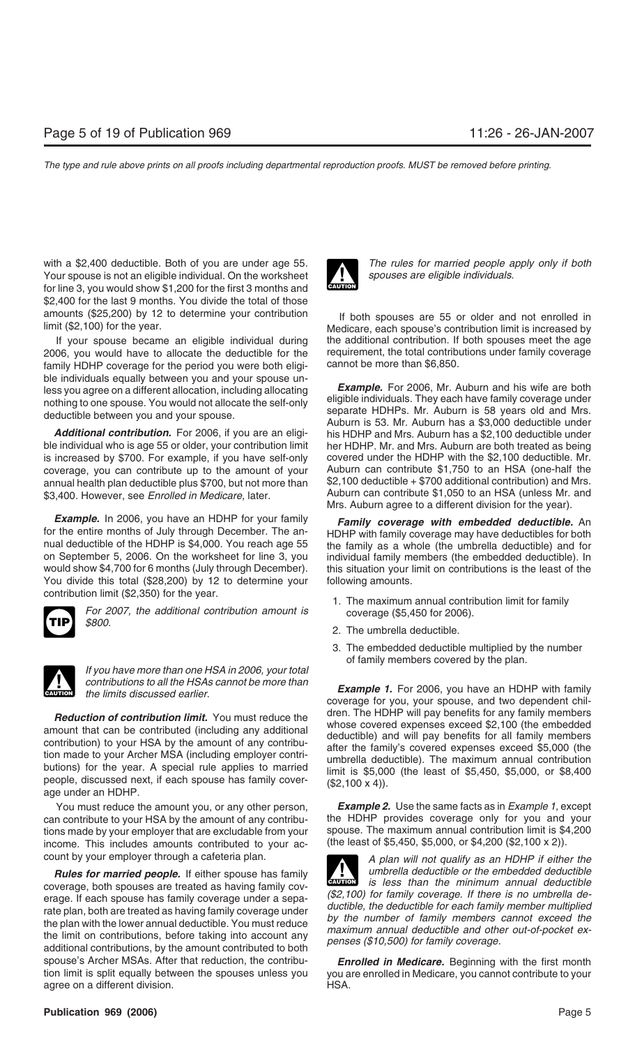with a $2,400 deductible. Both of you are under age 55. Your spouse is not an eligible individual. On the worksheet for line 3, you would show $1,200 for the first 3 months and $2,400 for the last 9 months. You divide the total of those amounts ($25,200) by 12 to determine your contribution limit ($2,100) for the year.

If your spouse became an eligible individual during 2006, you would have to allocate the deductible for the family HDHP coverage for the period you were both eligible individuals equally between you and your spouse unless you agree on a different allocation, including allocating nothing to one spouse. You would not allocate the self-only deductible between you and your spouse.

***Additional contribution.*** For 2006, if you are an eligible individual who is age 55 or older, your contribution limit is increased by $700. For example, if you have self-only coverage, you can contribute up to the amount of your annual health plan deductible plus $700, but not more than $3,400. However, see *Enrolled in Medicare,* later.

***Example.*** In 2006, you have an HDHP for your family for the entire months of July through December. The annual deductible of the HDHP is $4,000. You reach age 55 on September 5, 2006. On the worksheet for line 3, you would show $4,700 for 6 months (July through December). You divide this total ($28,200) by 12 to determine your contribution limit ($2,350) for the year.

**TIP** *For 2007, the additional contribution amount is $800.*

**CAUTION** *If you have more than one HSA in 2006, your total contributions to all the HSAs cannot be more than the limits discussed earlier.*

***Reduction of contribution limit.*** You must reduce the amount that can be contributed (including any additional contribution) to your HSA by the amount of any contribution made to your Archer MSA (including employer contributions) for the year. A special rule applies to married people, discussed next, if each spouse has family coverage under an HDHP.

You must reduce the amount you, or any other person, can contribute to your HSA by the amount of any contributions made by your employer that are excludable from your income. This includes amounts contributed to your account by your employer through a cafeteria plan.

***Rules for married people.*** If either spouse has family coverage, both spouses are treated as having family coverage. If each spouse has family coverage under a separate plan, both are treated as having family coverage under the plan with the lower annual deductible. You must reduce the limit on contributions, before taking into account any additional contributions, by the amount contributed to both spouse's Archer MSAs. After that reduction, the contribution limit is split equally between the spouses unless you agree on a different division.

**CAUTION** *The rules for married people apply only if both spouses are eligible individuals.*

If both spouses are 55 or older and not enrolled in Medicare, each spouse's contribution limit is increased by the additional contribution. If both spouses meet the age requirement, the total contributions under family coverage cannot be more than $6,850.

***Example.*** For 2006, Mr. Auburn and his wife are both eligible individuals. They each have family coverage under separate HDHPs. Mr. Auburn is 58 years old and Mrs. Auburn is 53. Mr. Auburn has a $3,000 deductible under his HDHP and Mrs. Auburn has a $2,100 deductible under her HDHP. Mr. and Mrs. Auburn are both treated as being covered under the HDHP with the $2,100 deductible. Mr. Auburn can contribute $1,750 to an HSA (one-half the $2,100 deductible + $700 additional contribution) and Mrs. Auburn can contribute $1,050 to an HSA (unless Mr. and Mrs. Auburn agree to a different division for the year).

***Family coverage with embedded deductible.*** An HDHP with family coverage may have deductibles for both the family as a whole (the umbrella deductible) and for individual family members (the embedded deductible). In this situation your limit on contributions is the least of the following amounts.

1. The maximum annual contribution limit for family coverage ($5,450 for 2006).
2. The umbrella deductible.
3. The embedded deductible multiplied by the number of family members covered by the plan.

***Example 1.*** For 2006, you have an HDHP with family coverage for you, your spouse, and two dependent children. The HDHP will pay benefits for any family members whose covered expenses exceed $2,100 (the embedded deductible) and will pay benefits for all family members after the family's covered expenses exceed $5,000 (the umbrella deductible). The maximum annual contribution limit is $5,000 (the least of $5,450, $5,000, or $8,400 ($2,100 x 4)).

***Example 2.*** Use the same facts as in *Example 1,* except the HDHP provides coverage only for you and your spouse. The maximum annual contribution limit is $4,200 (the least of $5,450, $5,000, or $4,200 ($2,100 x 2)).

**CAUTION** *A plan will not qualify as an HDHP if either the umbrella deductible or the embedded deductible is less than the minimum annual deductible ($2,100) for family coverage. If there is no umbrella deductible, the deductible for each family member multiplied by the number of family members cannot exceed the maximum annual deductible and other out-of-pocket expenses ($10,500) for family coverage.*

***Enrolled in Medicare.*** Beginning with the first month you are enrolled in Medicare, you cannot contribute to your HSA.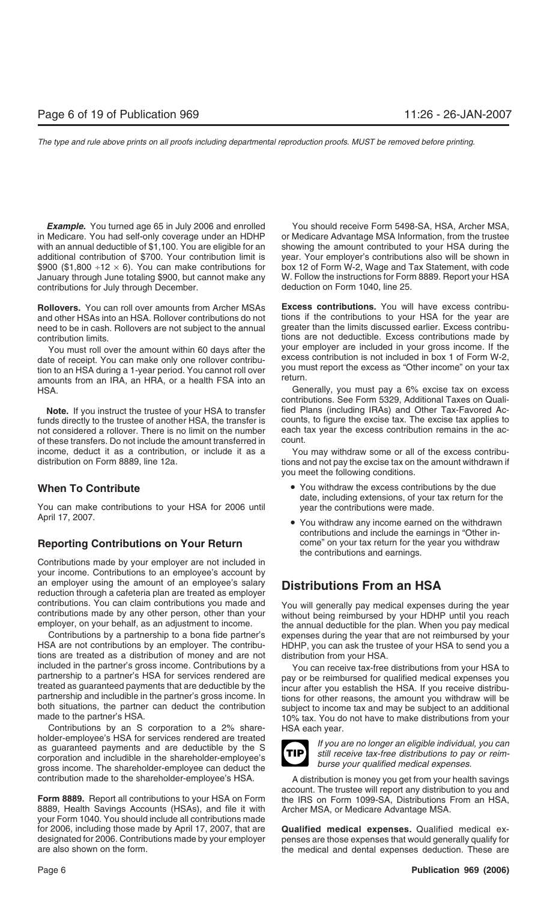***Example.*** You turned age 65 in July 2006 and enrolled in Medicare. You had self-only coverage under an HDHP with an annual deductible of $1,100. You are eligible for an additional contribution of $700. Your contribution limit is $900 ($1,800 ÷12 × 6). You can make contributions for January through June totaling $900, but cannot make any contributions for July through December.

**Rollovers.** You can roll over amounts from Archer MSAs and other HSAs into an HSA. Rollover contributions do not need to be in cash. Rollovers are not subject to the annual contribution limits.

You must roll over the amount within 60 days after the date of receipt. You can make only one rollover contribution to an HSA during a 1-year period. You cannot roll over amounts from an IRA, an HRA, or a health FSA into an HSA.

**Note.** If you instruct the trustee of your HSA to transfer funds directly to the trustee of another HSA, the transfer is not considered a rollover. There is no limit on the number of these transfers. Do not include the amount transferred in income, deduct it as a contribution, or include it as a distribution on Form 8889, line 12a.

## When To Contribute

You can make contributions to your HSA for 2006 until April 17, 2007.

## Reporting Contributions on Your Return

Contributions made by your employer are not included in your income. Contributions to an employee's account by an employer using the amount of an employee's salary reduction through a cafeteria plan are treated as employer contributions. You can claim contributions you made and contributions made by any other person, other than your employer, on your behalf, as an adjustment to income.

Contributions by a partnership to a bona fide partner's HSA are not contributions by an employer. The contributions are treated as a distribution of money and are not included in the partner's gross income. Contributions by a partnership to a partner's HSA for services rendered are treated as guaranteed payments that are deductible by the partnership and includible in the partner's gross income. In both situations, the partner can deduct the contribution made to the partner's HSA.

Contributions by an S corporation to a 2% shareholder-employee's HSA for services rendered are treated as guaranteed payments and are deductible by the S corporation and includible in the shareholder-employee's gross income. The shareholder-employee can deduct the contribution made to the shareholder-employee's HSA.

**Form 8889.** Report all contributions to your HSA on Form 8889, Health Savings Accounts (HSAs), and file it with your Form 1040. You should include all contributions made for 2006, including those made by April 17, 2007, that are designated for 2006. Contributions made by your employer are also shown on the form.

You should receive Form 5498-SA, HSA, Archer MSA, or Medicare Advantage MSA Information, from the trustee showing the amount contributed to your HSA during the year. Your employer's contributions also will be shown in box 12 of Form W-2, Wage and Tax Statement, with code W. Follow the instructions for Form 8889. Report your HSA deduction on Form 1040, line 25.

**Excess contributions.** You will have excess contributions if the contributions to your HSA for the year are greater than the limits discussed earlier. Excess contributions are not deductible. Excess contributions made by your employer are included in your gross income. If the excess contribution is not included in box 1 of Form W-2, you must report the excess as "Other income" on your tax return.

Generally, you must pay a 6% excise tax on excess contributions. See Form 5329, Additional Taxes on Qualified Plans (including IRAs) and Other Tax-Favored Accounts, to figure the excise tax. The excise tax applies to each tax year the excess contribution remains in the account.

You may withdraw some or all of the excess contributions and not pay the excise tax on the amount withdrawn if you meet the following conditions.

- You withdraw the excess contributions by the due date, including extensions, of your tax return for the year the contributions were made.
- You withdraw any income earned on the withdrawn contributions and include the earnings in "Other income" on your tax return for the year you withdraw the contributions and earnings.

# Distributions From an HSA

You will generally pay medical expenses during the year without being reimbursed by your HDHP until you reach the annual deductible for the plan. When you pay medical expenses during the year that are not reimbursed by your HDHP, you can ask the trustee of your HSA to send you a distribution from your HSA.

You can receive tax-free distributions from your HSA to pay or be reimbursed for qualified medical expenses you incur after you establish the HSA. If you receive distributions for other reasons, the amount you withdraw will be subject to income tax and may be subject to an additional 10% tax. You do not have to make distributions from your HSA each year.

**TIP** *If you are no longer an eligible individual, you can still receive tax-free distributions to pay or reimburse your qualified medical expenses.*

A distribution is money you get from your health savings account. The trustee will report any distribution to you and the IRS on Form 1099-SA, Distributions From an HSA, Archer MSA, or Medicare Advantage MSA.

**Qualified medical expenses.** Qualified medical expenses are those expenses that would generally qualify for the medical and dental expenses deduction. These are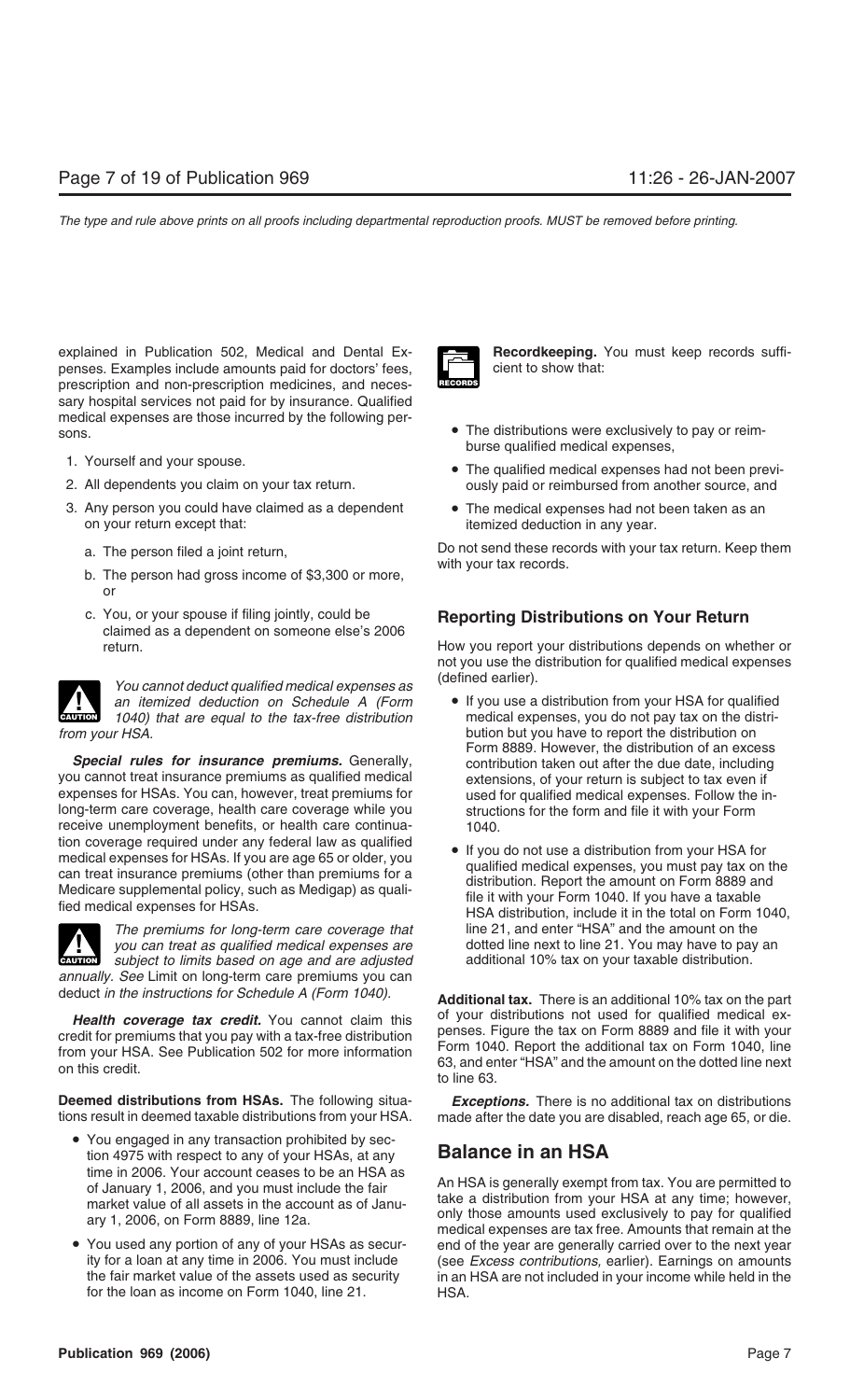explained in Publication 502, Medical and Dental Expenses. Examples include amounts paid for doctors' fees, prescription and non-prescription medicines, and necessary hospital services not paid for by insurance. Qualified medical expenses are those incurred by the following persons.

1. Yourself and your spouse.
2. All dependents you claim on your tax return.
3. Any person you could have claimed as a dependent on your return except that:
   a. The person filed a joint return,
   b. The person had gross income of $3,300 or more, or
   c. You, or your spouse if filing jointly, could be claimed as a dependent on someone else's 2006 return.

**CAUTION** *You cannot deduct qualified medical expenses as an itemized deduction on Schedule A (Form 1040) that are equal to the tax-free distribution from your HSA.*

***Special rules for insurance premiums.*** Generally, you cannot treat insurance premiums as qualified medical expenses for HSAs. You can, however, treat premiums for long-term care coverage, health care coverage while you receive unemployment benefits, or health care continuation coverage required under any federal law as qualified medical expenses for HSAs. If you are age 65 or older, you can treat insurance premiums (other than premiums for a Medicare supplemental policy, such as Medigap) as qualified medical expenses for HSAs.

**CAUTION** *The premiums for long-term care coverage that you can treat as qualified medical expenses are subject to limits based on age and are adjusted annually. See* Limit on long-term care premiums you can deduct *in the instructions for Schedule A (Form 1040).*

***Health coverage tax credit.*** You cannot claim this credit for premiums that you pay with a tax-free distribution from your HSA. See Publication 502 for more information on this credit.

**Deemed distributions from HSAs.** The following situations result in deemed taxable distributions from your HSA.

- You engaged in any transaction prohibited by section 4975 with respect to any of your HSAs, at any time in 2006. Your account ceases to be an HSA as of January 1, 2006, and you must include the fair market value of all assets in the account as of January 1, 2006, on Form 8889, line 12a.
- You used any portion of any of your HSAs as security for a loan at any time in 2006. You must include the fair market value of the assets used as security for the loan as income on Form 1040, line 21.

**RECORDS** **Recordkeeping.** You must keep records sufficient to show that:

- The distributions were exclusively to pay or reimburse qualified medical expenses,
- The qualified medical expenses had not been previously paid or reimbursed from another source, and
- The medical expenses had not been taken as an itemized deduction in any year.

Do not send these records with your tax return. Keep them with your tax records.

## Reporting Distributions on Your Return

How you report your distributions depends on whether or not you use the distribution for qualified medical expenses (defined earlier).

- If you use a distribution from your HSA for qualified medical expenses, you do not pay tax on the distribution but you have to report the distribution on Form 8889. However, the distribution of an excess contribution taken out after the due date, including extensions, of your return is subject to tax even if used for qualified medical expenses. Follow the instructions for the form and file it with your Form 1040.
- If you do not use a distribution from your HSA for qualified medical expenses, you must pay tax on the distribution. Report the amount on Form 8889 and file it with your Form 1040. If you have a taxable HSA distribution, include it in the total on Form 1040, line 21, and enter "HSA" and the amount on the dotted line next to line 21. You may have to pay an additional 10% tax on your taxable distribution.

**Additional tax.** There is an additional 10% tax on the part of your distributions not used for qualified medical expenses. Figure the tax on Form 8889 and file it with your Form 1040. Report the additional tax on Form 1040, line 63, and enter "HSA" and the amount on the dotted line next to line 63.

***Exceptions.*** There is no additional tax on distributions made after the date you are disabled, reach age 65, or die.

## Balance in an HSA

An HSA is generally exempt from tax. You are permitted to take a distribution from your HSA at any time; however, only those amounts used exclusively to pay for qualified medical expenses are tax free. Amounts that remain at the end of the year are generally carried over to the next year (see *Excess contributions,* earlier). Earnings on amounts in an HSA are not included in your income while held in the HSA.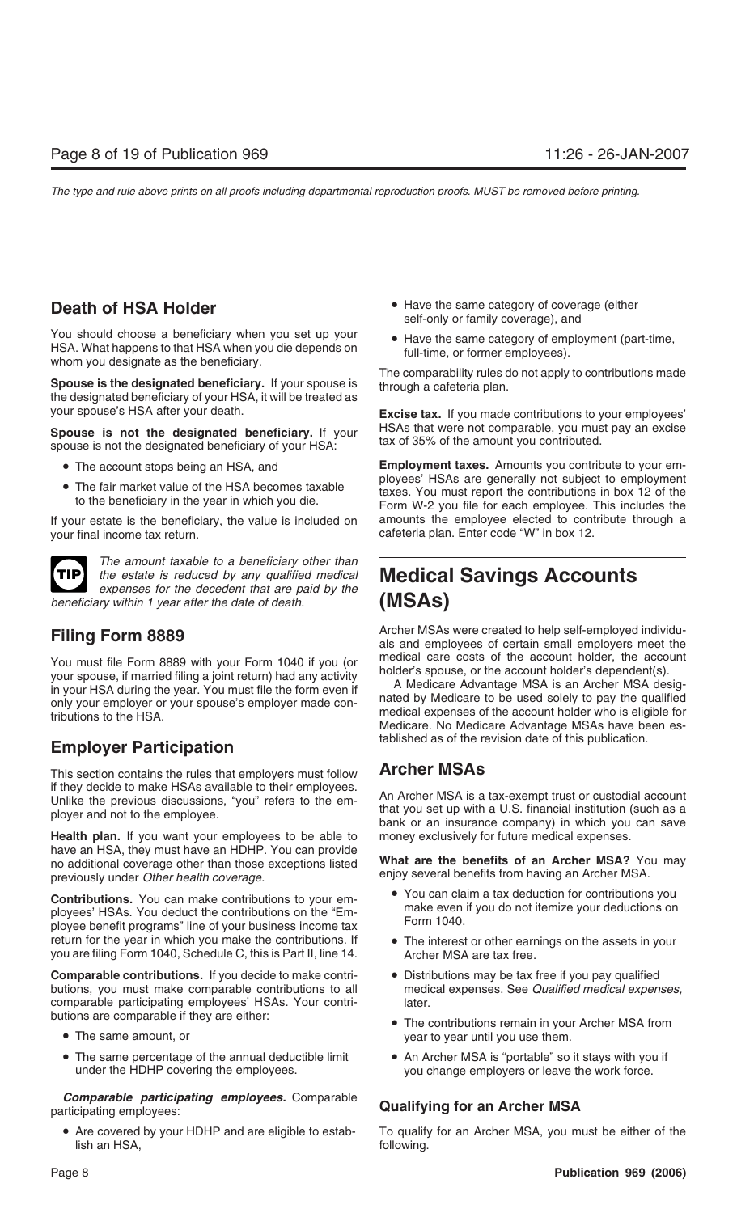## Death of HSA Holder

You should choose a beneficiary when you set up your HSA. What happens to that HSA when you die depends on whom you designate as the beneficiary.

**Spouse is the designated beneficiary.** If your spouse is the designated beneficiary of your HSA, it will be treated as your spouse's HSA after your death.

**Spouse is not the designated beneficiary.** If your spouse is not the designated beneficiary of your HSA:

- The account stops being an HSA, and
- The fair market value of the HSA becomes taxable to the beneficiary in the year in which you die.

If your estate is the beneficiary, the value is included on your final income tax return.

**TIP** *The amount taxable to a beneficiary other than the estate is reduced by any qualified medical expenses for the decedent that are paid by the beneficiary within 1 year after the date of death.*

## Filing Form 8889

You must file Form 8889 with your Form 1040 if you (or your spouse, if married filing a joint return) had any activity in your HSA during the year. You must file the form even if only your employer or your spouse's employer made contributions to the HSA.

## Employer Participation

This section contains the rules that employers must follow if they decide to make HSAs available to their employees. Unlike the previous discussions, "you" refers to the employer and not to the employee.

**Health plan.** If you want your employees to be able to have an HSA, they must have an HDHP. You can provide no additional coverage other than those exceptions listed previously under *Other health coverage.*

**Contributions.** You can make contributions to your employees' HSAs. You deduct the contributions on the "Employee benefit programs" line of your business income tax return for the year in which you make the contributions. If you are filing Form 1040, Schedule C, this is Part II, line 14.

**Comparable contributions.** If you decide to make contributions, you must make comparable contributions to all comparable participating employees' HSAs. Your contributions are comparable if they are either:

- The same amount, or
- The same percentage of the annual deductible limit under the HDHP covering the employees.

***Comparable participating employees.*** Comparable participating employees:

- Are covered by your HDHP and are eligible to establish an HSA,
- Have the same category of coverage (either self-only or family coverage), and
- Have the same category of employment (part-time, full-time, or former employees).

The comparability rules do not apply to contributions made through a cafeteria plan.

**Excise tax.** If you made contributions to your employees' HSAs that were not comparable, you must pay an excise tax of 35% of the amount you contributed.

**Employment taxes.** Amounts you contribute to your employees' HSAs are generally not subject to employment taxes. You must report the contributions in box 12 of the Form W-2 you file for each employee. This includes the amounts the employee elected to contribute through a cafeteria plan. Enter code "W" in box 12.

# Medical Savings Accounts (MSAs)

Archer MSAs were created to help self-employed individuals and employees of certain small employers meet the medical care costs of the account holder, the account holder's spouse, or the account holder's dependent(s).

A Medicare Advantage MSA is an Archer MSA designated by Medicare to be used solely to pay the qualified medical expenses of the account holder who is eligible for Medicare. No Medicare Advantage MSAs have been established as of the revision date of this publication.

## Archer MSAs

An Archer MSA is a tax-exempt trust or custodial account that you set up with a U.S. financial institution (such as a bank or an insurance company) in which you can save money exclusively for future medical expenses.

**What are the benefits of an Archer MSA?** You may enjoy several benefits from having an Archer MSA.

- You can claim a tax deduction for contributions you make even if you do not itemize your deductions on Form 1040.
- The interest or other earnings on the assets in your Archer MSA are tax free.
- Distributions may be tax free if you pay qualified medical expenses. See *Qualified medical expenses,* later.
- The contributions remain in your Archer MSA from year to year until you use them.
- An Archer MSA is "portable" so it stays with you if you change employers or leave the work force.

### Qualifying for an Archer MSA

To qualify for an Archer MSA, you must be either of the following.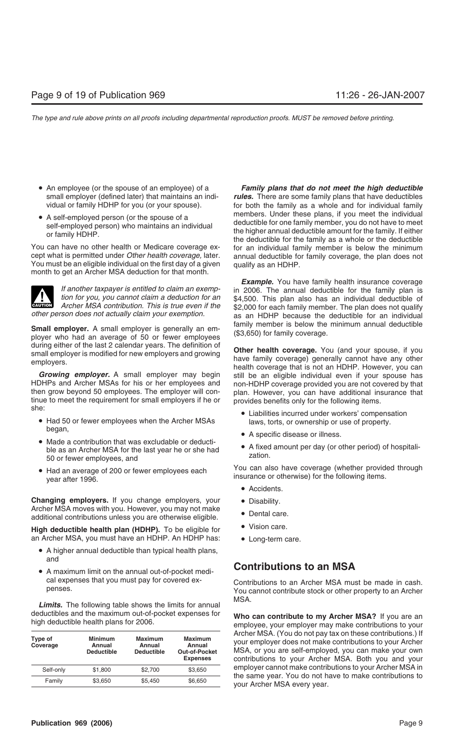- An employee (or the spouse of an employee) of a small employer (defined later) that maintains an individual or family HDHP for you (or your spouse).
- A self-employed person (or the spouse of a self-employed person) who maintains an individual or family HDHP.

You can have no other health or Medicare coverage except what is permitted under *Other health coverage,* later. You must be an eligible individual on the first day of a given month to get an Archer MSA deduction for that month.

**CAUTION:** *If another taxpayer is entitled to claim an exemption for you, you cannot claim a deduction for an Archer MSA contribution. This is true even if the other person does not actually claim your exemption.*

**Small employer.** A small employer is generally an employer who had an average of 50 or fewer employees during either of the last 2 calendar years. The definition of small employer is modified for new employers and growing employers.

***Growing employer.*** A small employer may begin HDHPs and Archer MSAs for his or her employees and then grow beyond 50 employees. The employer will continue to meet the requirement for small employers if he or she:

- Had 50 or fewer employees when the Archer MSAs began,
- Made a contribution that was excludable or deductible as an Archer MSA for the last year he or she had 50 or fewer employees, and
- Had an average of 200 or fewer employees each year after 1996.

**Changing employers.** If you change employers, your Archer MSA moves with you. However, you may not make additional contributions unless you are otherwise eligible.

**High deductible health plan (HDHP).** To be eligible for an Archer MSA, you must have an HDHP. An HDHP has:

- A higher annual deductible than typical health plans, and
- A maximum limit on the annual out-of-pocket medical expenses that you must pay for covered expenses.

***Limits.*** The following table shows the limits for annual deductibles and the maximum out-of-pocket expenses for high deductible health plans for 2006.

| Type of Coverage | Minimum Annual Deductible | Maximum Annual Deductible | Maximum Annual Out-of-Pocket Expenses |
|---|---|---|---|
| Self-only | $1,800 | $2,700 | $3,650 |
| Family | $3,650 | $5,450 | $6,650 |

***Family plans that do not meet the high deductible rules.*** There are some family plans that have deductibles for both the family as a whole and for individual family members. Under these plans, if you meet the individual deductible for one family member, you do not have to meet the higher annual deductible amount for the family. If either the deductible for the family as a whole or the deductible for an individual family member is below the minimum annual deductible for family coverage, the plan does not qualify as an HDHP.

***Example.*** You have family health insurance coverage in 2006. The annual deductible for the family plan is $4,500. This plan also has an individual deductible of $2,000 for each family member. The plan does not qualify as an HDHP because the deductible for an individual family member is below the minimum annual deductible ($3,650) for family coverage.

**Other health coverage.** You (and your spouse, if you have family coverage) generally cannot have any other health coverage that is not an HDHP. However, you can still be an eligible individual even if your spouse has non-HDHP coverage provided you are not covered by that plan. However, you can have additional insurance that provides benefits only for the following items.

- Liabilities incurred under workers' compensation laws, torts, or ownership or use of property.
- A specific disease or illness.
- A fixed amount per day (or other period) of hospitalization.

You can also have coverage (whether provided through insurance or otherwise) for the following items.

- Accidents.
- Disability.
- Dental care.
- Vision care.
- Long-term care.

## Contributions to an MSA

Contributions to an Archer MSA must be made in cash. You cannot contribute stock or other property to an Archer MSA.

**Who can contribute to my Archer MSA?** If you are an employee, your employer may make contributions to your Archer MSA. (You do not pay tax on these contributions.) If your employer does not make contributions to your Archer MSA, or you are self-employed, you can make your own contributions to your Archer MSA. Both you and your employer cannot make contributions to your Archer MSA in the same year. You do not have to make contributions to your Archer MSA every year.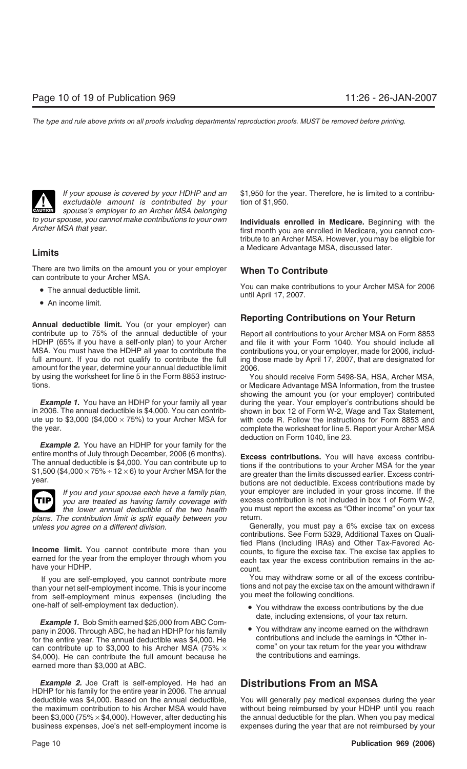*If your spouse is covered by your HDHP and an excludable amount is contributed by your spouse's employer to an Archer MSA belonging to your spouse, you cannot make contributions to your own Archer MSA that year.*

## Limits

There are two limits on the amount you or your employer can contribute to your Archer MSA.

- The annual deductible limit.
- An income limit.

**Annual deductible limit.** You (or your employer) can contribute up to 75% of the annual deductible of your HDHP (65% if you have a self-only plan) to your Archer MSA. You must have the HDHP all year to contribute the full amount. If you do not qualify to contribute the full amount for the year, determine your annual deductible limit by using the worksheet for line 5 in the Form 8853 instructions.

***Example 1.*** You have an HDHP for your family all year in 2006. The annual deductible is $4,000. You can contribute up to $3,000 ($\$4{,}000 \times 75\%$) to your Archer MSA for the year.

***Example 2.*** You have an HDHP for your family for the entire months of July through December, 2006 (6 months). The annual deductible is $4,000. You can contribute up to $1,500 ($\$4{,}000 \times 75\% \div 12 \times 6$) to your Archer MSA for the year.

*If you and your spouse each have a family plan, you are treated as having family coverage with the lower annual deductible of the two health plans. The contribution limit is split equally between you unless you agree on a different division.*

**Income limit.** You cannot contribute more than you earned for the year from the employer through whom you have your HDHP.

If you are self-employed, you cannot contribute more than your net self-employment income. This is your income from self-employment minus expenses (including the one-half of self-employment tax deduction).

***Example 1.*** Bob Smith earned $25,000 from ABC Company in 2006. Through ABC, he had an HDHP for his family for the entire year. The annual deductible was $4,000. He can contribute up to $3,000 to his Archer MSA (75% × $4,000). He can contribute the full amount because he earned more than $3,000 at ABC.

***Example 2.*** Joe Craft is self-employed. He had an HDHP for his family for the entire year in 2006. The annual deductible was $4,000. Based on the annual deductible, the maximum contribution to his Archer MSA would have been $3,000 (75% × $4,000). However, after deducting his business expenses, Joe's net self-employment income is $1,950 for the year. Therefore, he is limited to a contribution of $1,950.

**Individuals enrolled in Medicare.** Beginning with the first month you are enrolled in Medicare, you cannot contribute to an Archer MSA. However, you may be eligible for a Medicare Advantage MSA, discussed later.

## When To Contribute

You can make contributions to your Archer MSA for 2006 until April 17, 2007.

## Reporting Contributions on Your Return

Report all contributions to your Archer MSA on Form 8853 and file it with your Form 1040. You should include all contributions you, or your employer, made for 2006, including those made by April 17, 2007, that are designated for 2006.

You should receive Form 5498-SA, HSA, Archer MSA, or Medicare Advantage MSA Information, from the trustee showing the amount you (or your employer) contributed during the year. Your employer's contributions should be shown in box 12 of Form W-2, Wage and Tax Statement, with code R. Follow the instructions for Form 8853 and complete the worksheet for line 5. Report your Archer MSA deduction on Form 1040, line 23.

**Excess contributions.** You will have excess contributions if the contributions to your Archer MSA for the year are greater than the limits discussed earlier. Excess contributions are not deductible. Excess contributions made by your employer are included in your gross income. If the excess contribution is not included in box 1 of Form W-2, you must report the excess as "Other income" on your tax return.

Generally, you must pay a 6% excise tax on excess contributions. See Form 5329, Additional Taxes on Qualified Plans (Including IRAs) and Other Tax-Favored Accounts, to figure the excise tax. The excise tax applies to each tax year the excess contribution remains in the account.

You may withdraw some or all of the excess contributions and not pay the excise tax on the amount withdrawn if you meet the following conditions.

- You withdraw the excess contributions by the due date, including extensions, of your tax return.
- You withdraw any income earned on the withdrawn contributions and include the earnings in "Other income" on your tax return for the year you withdraw the contributions and earnings.

# Distributions From an MSA

You will generally pay medical expenses during the year without being reimbursed by your HDHP until you reach the annual deductible for the plan. When you pay medical expenses during the year that are not reimbursed by your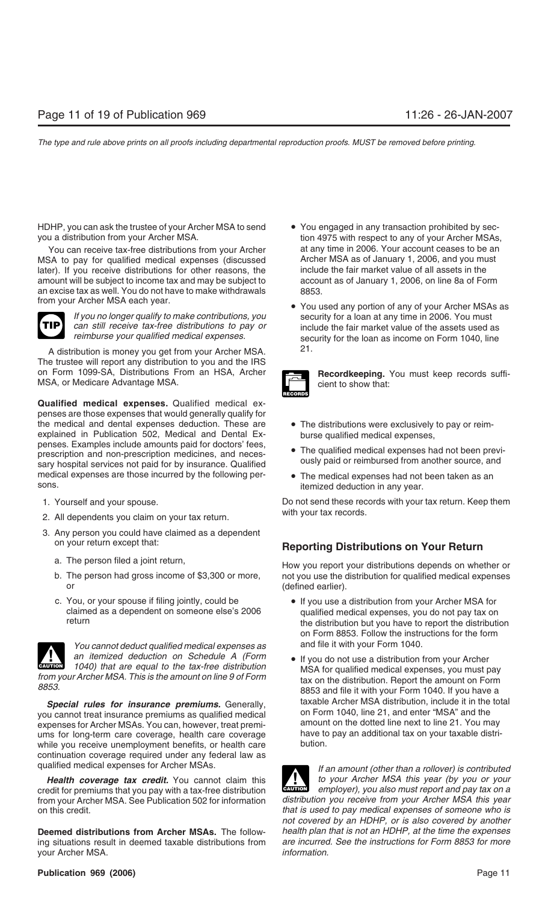HDHP, you can ask the trustee of your Archer MSA to send you a distribution from your Archer MSA.

You can receive tax-free distributions from your Archer MSA to pay for qualified medical expenses (discussed later). If you receive distributions for other reasons, the amount will be subject to income tax and may be subject to an excise tax as well. You do not have to make withdrawals from your Archer MSA each year.

**TIP** *If you no longer qualify to make contributions, you can still receive tax-free distributions to pay or reimburse your qualified medical expenses.*

A distribution is money you get from your Archer MSA. The trustee will report any distribution to you and the IRS on Form 1099-SA, Distributions From an HSA, Archer MSA, or Medicare Advantage MSA.

**Qualified medical expenses.** Qualified medical expenses are those expenses that would generally qualify for the medical and dental expenses deduction. These are explained in Publication 502, Medical and Dental Expenses. Examples include amounts paid for doctors' fees, prescription and non-prescription medicines, and necessary hospital services not paid for by insurance. Qualified medical expenses are those incurred by the following persons.

1. Yourself and your spouse.
2. All dependents you claim on your tax return.
3. Any person you could have claimed as a dependent on your return except that:
   a. The person filed a joint return,
   b. The person had gross income of $3,300 or more, or
   c. You, or your spouse if filing jointly, could be claimed as a dependent on someone else's 2006 return

**CAUTION** *You cannot deduct qualified medical expenses as an itemized deduction on Schedule A (Form 1040) that are equal to the tax-free distribution from your Archer MSA. This is the amount on line 9 of Form 8853.*

***Special rules for insurance premiums.*** Generally, you cannot treat insurance premiums as qualified medical expenses for Archer MSAs. You can, however, treat premiums for long-term care coverage, health care coverage while you receive unemployment benefits, or health care continuation coverage required under any federal law as qualified medical expenses for Archer MSAs.

***Health coverage tax credit.*** You cannot claim this credit for premiums that you pay with a tax-free distribution from your Archer MSA. See Publication 502 for information on this credit.

**Deemed distributions from Archer MSAs.** The following situations result in deemed taxable distributions from your Archer MSA.

- You engaged in any transaction prohibited by section 4975 with respect to any of your Archer MSAs, at any time in 2006. Your account ceases to be an Archer MSA as of January 1, 2006, and you must include the fair market value of all assets in the account as of January 1, 2006, on line 8a of Form 8853.
- You used any portion of any of your Archer MSAs as security for a loan at any time in 2006. You must include the fair market value of the assets used as security for the loan as income on Form 1040, line 21.

**RECORDS** **Recordkeeping.** You must keep records sufficient to show that:

- The distributions were exclusively to pay or reimburse qualified medical expenses,
- The qualified medical expenses had not been previously paid or reimbursed from another source, and
- The medical expenses had not been taken as an itemized deduction in any year.

Do not send these records with your tax return. Keep them with your tax records.

## Reporting Distributions on Your Return

How you report your distributions depends on whether or not you use the distribution for qualified medical expenses (defined earlier).

- If you use a distribution from your Archer MSA for qualified medical expenses, you do not pay tax on the distribution but you have to report the distribution on Form 8853. Follow the instructions for the form and file it with your Form 1040.
- If you do not use a distribution from your Archer MSA for qualified medical expenses, you must pay tax on the distribution. Report the amount on Form 8853 and file it with your Form 1040. If you have a taxable Archer MSA distribution, include it in the total on Form 1040, line 21, and enter "MSA" and the amount on the dotted line next to line 21. You may have to pay an additional tax on your taxable distribution.

**CAUTION** *If an amount (other than a rollover) is contributed to your Archer MSA this year (by you or your employer), you also must report and pay tax on a distribution you receive from your Archer MSA this year that is used to pay medical expenses of someone who is not covered by an HDHP, or is also covered by another health plan that is not an HDHP, at the time the expenses are incurred. See the instructions for Form 8853 for more information.*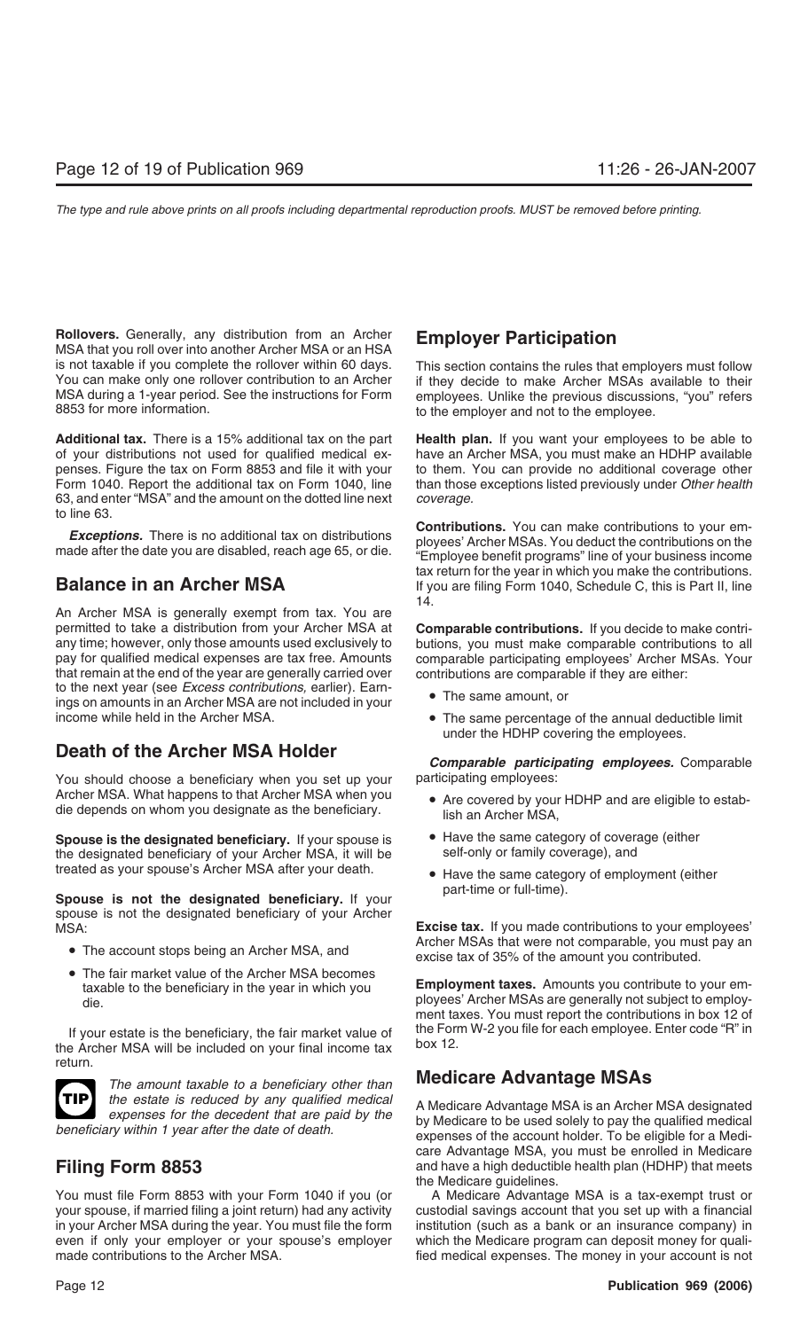**Rollovers.** Generally, any distribution from an Archer MSA that you roll over into another Archer MSA or an HSA is not taxable if you complete the rollover within 60 days. You can make only one rollover contribution to an Archer MSA during a 1-year period. See the instructions for Form 8853 for more information.

**Additional tax.** There is a 15% additional tax on the part of your distributions not used for qualified medical expenses. Figure the tax on Form 8853 and file it with your Form 1040. Report the additional tax on Form 1040, line 63, and enter "MSA" and the amount on the dotted line next to line 63.

***Exceptions.*** There is no additional tax on distributions made after the date you are disabled, reach age 65, or die.

## Balance in an Archer MSA

An Archer MSA is generally exempt from tax. You are permitted to take a distribution from your Archer MSA at any time; however, only those amounts used exclusively to pay for qualified medical expenses are tax free. Amounts that remain at the end of the year are generally carried over to the next year (see *Excess contributions,* earlier). Earnings on amounts in an Archer MSA are not included in your income while held in the Archer MSA.

## Death of the Archer MSA Holder

You should choose a beneficiary when you set up your Archer MSA. What happens to that Archer MSA when you die depends on whom you designate as the beneficiary.

**Spouse is the designated beneficiary.** If your spouse is the designated beneficiary of your Archer MSA, it will be treated as your spouse's Archer MSA after your death.

**Spouse is not the designated beneficiary.** If your spouse is not the designated beneficiary of your Archer MSA:

- The account stops being an Archer MSA, and
- The fair market value of the Archer MSA becomes taxable to the beneficiary in the year in which you die.

If your estate is the beneficiary, the fair market value of the Archer MSA will be included on your final income tax return.

**TIP** *The amount taxable to a beneficiary other than the estate is reduced by any qualified medical expenses for the decedent that are paid by the beneficiary within 1 year after the date of death.*

## Filing Form 8853

You must file Form 8853 with your Form 1040 if you (or your spouse, if married filing a joint return) had any activity in your Archer MSA during the year. You must file the form even if only your employer or your spouse's employer made contributions to the Archer MSA.

## Employer Participation

This section contains the rules that employers must follow if they decide to make Archer MSAs available to their employees. Unlike the previous discussions, "you" refers to the employer and not to the employee.

**Health plan.** If you want your employees to be able to have an Archer MSA, you must make an HDHP available to them. You can provide no additional coverage other than those exceptions listed previously under *Other health coverage*.

**Contributions.** You can make contributions to your employees' Archer MSAs. You deduct the contributions on the "Employee benefit programs" line of your business income tax return for the year in which you make the contributions. If you are filing Form 1040, Schedule C, this is Part II, line 14.

**Comparable contributions.** If you decide to make contributions, you must make comparable contributions to all comparable participating employees' Archer MSAs. Your contributions are comparable if they are either:

- The same amount, or
- The same percentage of the annual deductible limit under the HDHP covering the employees.

***Comparable participating employees.*** Comparable participating employees:

- Are covered by your HDHP and are eligible to establish an Archer MSA,
- Have the same category of coverage (either self-only or family coverage), and
- Have the same category of employment (either part-time or full-time).

**Excise tax.** If you made contributions to your employees' Archer MSAs that were not comparable, you must pay an excise tax of 35% of the amount you contributed.

**Employment taxes.** Amounts you contribute to your employees' Archer MSAs are generally not subject to employment taxes. You must report the contributions in box 12 of the Form W-2 you file for each employee. Enter code "R" in box 12.

## Medicare Advantage MSAs

A Medicare Advantage MSA is an Archer MSA designated by Medicare to be used solely to pay the qualified medical expenses of the account holder. To be eligible for a Medicare Advantage MSA, you must be enrolled in Medicare and have a high deductible health plan (HDHP) that meets the Medicare guidelines.

A Medicare Advantage MSA is a tax-exempt trust or custodial savings account that you set up with a financial institution (such as a bank or an insurance company) in which the Medicare program can deposit money for qualified medical expenses. The money in your account is not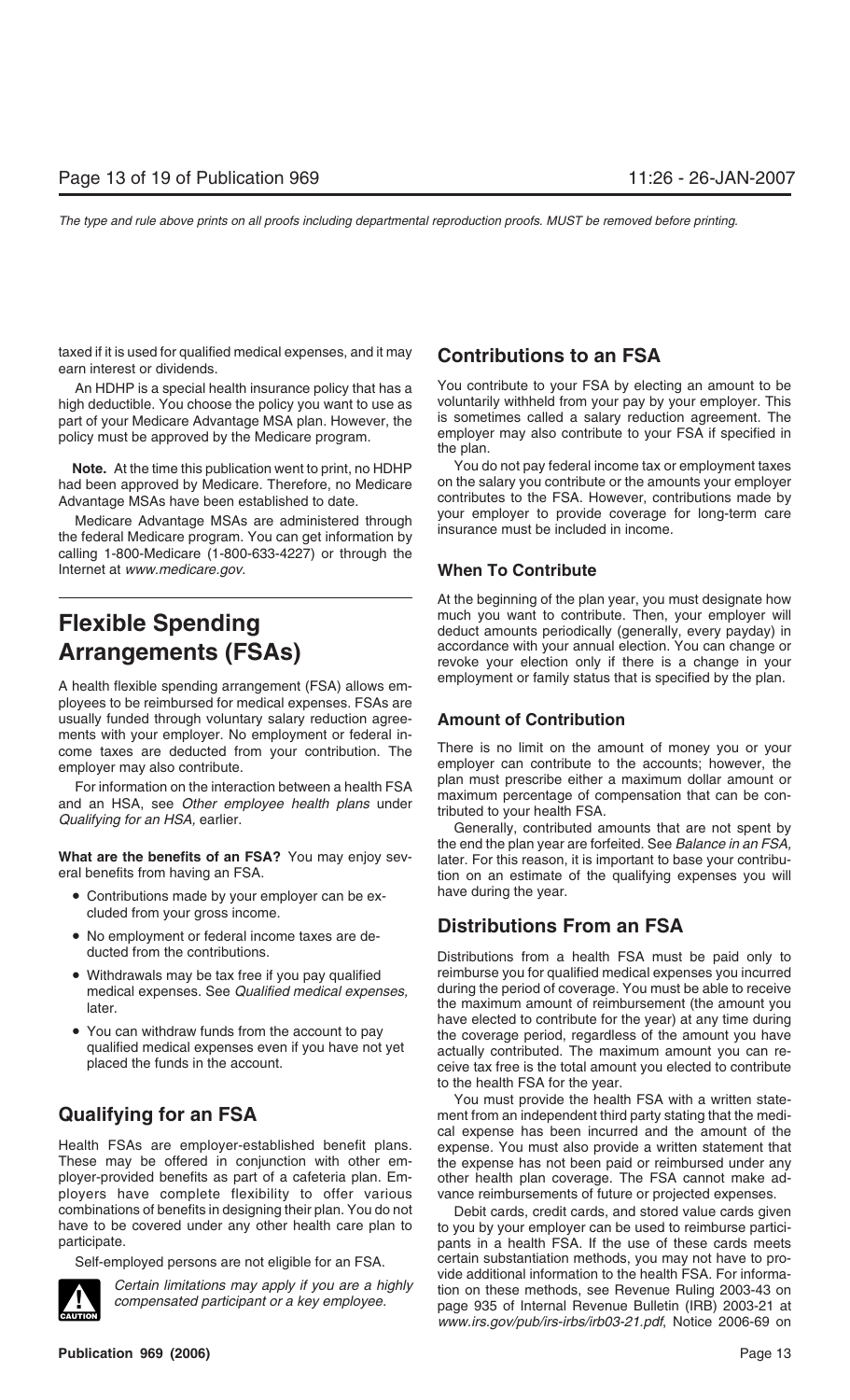taxed if it is used for qualified medical expenses, and it may earn interest or dividends.

An HDHP is a special health insurance policy that has a high deductible. You choose the policy you want to use as part of your Medicare Advantage MSA plan. However, the policy must be approved by the Medicare program.

**Note.** At the time this publication went to print, no HDHP had been approved by Medicare. Therefore, no Medicare Advantage MSAs have been established to date.

Medicare Advantage MSAs are administered through the federal Medicare program. You can get information by calling 1-800-Medicare (1-800-633-4227) or through the Internet at *www.medicare.gov*.

# Flexible Spending Arrangements (FSAs)

A health flexible spending arrangement (FSA) allows employees to be reimbursed for medical expenses. FSAs are usually funded through voluntary salary reduction agreements with your employer. No employment or federal income taxes are deducted from your contribution. The employer may also contribute.

For information on the interaction between a health FSA and an HSA, see *Other employee health plans* under *Qualifying for an HSA,* earlier.

**What are the benefits of an FSA?** You may enjoy several benefits from having an FSA.

- Contributions made by your employer can be excluded from your gross income.
- No employment or federal income taxes are deducted from the contributions.
- Withdrawals may be tax free if you pay qualified medical expenses. See *Qualified medical expenses,* later.
- You can withdraw funds from the account to pay qualified medical expenses even if you have not yet placed the funds in the account.

## Qualifying for an FSA

Health FSAs are employer-established benefit plans. These may be offered in conjunction with other employer-provided benefits as part of a cafeteria plan. Employers have complete flexibility to offer various combinations of benefits in designing their plan. You do not have to be covered under any other health care plan to participate.

Self-employed persons are not eligible for an FSA.

**CAUTION:** *Certain limitations may apply if you are a highly compensated participant or a key employee.*

## Contributions to an FSA

You contribute to your FSA by electing an amount to be voluntarily withheld from your pay by your employer. This is sometimes called a salary reduction agreement. The employer may also contribute to your FSA if specified in the plan.

You do not pay federal income tax or employment taxes on the salary you contribute or the amounts your employer contributes to the FSA. However, contributions made by your employer to provide coverage for long-term care insurance must be included in income.

### When To Contribute

At the beginning of the plan year, you must designate how much you want to contribute. Then, your employer will deduct amounts periodically (generally, every payday) in accordance with your annual election. You can change or revoke your election only if there is a change in your employment or family status that is specified by the plan.

### Amount of Contribution

There is no limit on the amount of money you or your employer can contribute to the accounts; however, the plan must prescribe either a maximum dollar amount or maximum percentage of compensation that can be contributed to your health FSA.

Generally, contributed amounts that are not spent by the end the plan year are forfeited. See *Balance in an FSA,* later. For this reason, it is important to base your contribution on an estimate of the qualifying expenses you will have during the year.

## Distributions From an FSA

Distributions from a health FSA must be paid only to reimburse you for qualified medical expenses you incurred during the period of coverage. You must be able to receive the maximum amount of reimbursement (the amount you have elected to contribute for the year) at any time during the coverage period, regardless of the amount you have actually contributed. The maximum amount you can receive tax free is the total amount you elected to contribute to the health FSA for the year.

You must provide the health FSA with a written statement from an independent third party stating that the medical expense has been incurred and the amount of the expense. You must also provide a written statement that the expense has not been paid or reimbursed under any other health plan coverage. The FSA cannot make advance reimbursements of future or projected expenses.

Debit cards, credit cards, and stored value cards given to you by your employer can be used to reimburse participants in a health FSA. If the use of these cards meets certain substantiation methods, you may not have to provide additional information to the health FSA. For information on these methods, see Revenue Ruling 2003-43 on page 935 of Internal Revenue Bulletin (IRB) 2003-21 at *www.irs.gov/pub/irs-irbs/irb03-21.pdf*, Notice 2006-69 on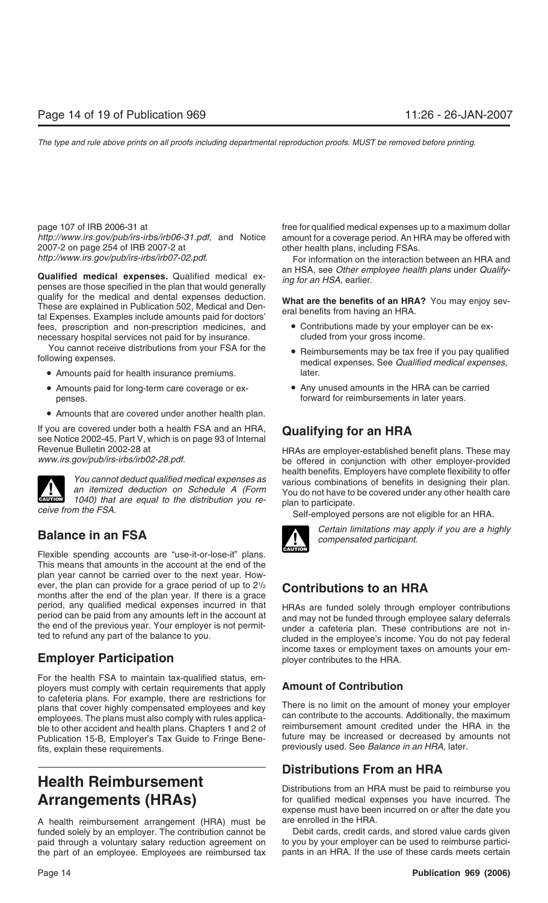page 107 of IRB 2006-31 at *http://www.irs.gov/pub/irs-irbs/irb06-31.pdf*, and Notice 2007-2 on page 254 of IRB 2007-2 at *http://www.irs.gov/pub/irs-irbs/irb07-02.pdf*.

**Qualified medical expenses.** Qualified medical expenses are those specified in the plan that would generally qualify for the medical and dental expenses deduction. These are explained in Publication 502, Medical and Dental Expenses. Examples include amounts paid for doctors' fees, prescription and non-prescription medicines, and necessary hospital services not paid for by insurance.

You cannot receive distributions from your FSA for the following expenses.

- Amounts paid for health insurance premiums.
- Amounts paid for long-term care coverage or expenses.
- Amounts that are covered under another health plan.

If you are covered under both a health FSA and an HRA, see Notice 2002-45, Part V, which is on page 93 of Internal Revenue Bulletin 2002-28 at *www.irs.gov/pub/irs-irbs/irb02-28.pdf*.

**CAUTION:** *You cannot deduct qualified medical expenses as an itemized deduction on Schedule A (Form 1040) that are equal to the distribution you receive from the FSA.*

## Balance in an FSA

Flexible spending accounts are "use-it-or-lose-it" plans. This means that amounts in the account at the end of the plan year cannot be carried over to the next year. However, the plan can provide for a grace period of up to 2½ months after the end of the plan year. If there is a grace period, any qualified medical expenses incurred in that period can be paid from any amounts left in the account at the end of the previous year. Your employer is not permitted to refund any part of the balance to you.

## Employer Participation

For the health FSA to maintain tax-qualified status, employers must comply with certain requirements that apply to cafeteria plans. For example, there are restrictions for plans that cover highly compensated employees and key employees. The plans must also comply with rules applicable to other accident and health plans. Chapters 1 and 2 of Publication 15-B, Employer's Tax Guide to Fringe Benefits, explain these requirements.

# Health Reimbursement Arrangements (HRAs)

A health reimbursement arrangement (HRA) must be funded solely by an employer. The contribution cannot be paid through a voluntary salary reduction agreement on the part of an employee. Employees are reimbursed tax free for qualified medical expenses up to a maximum dollar amount for a coverage period. An HRA may be offered with other health plans, including FSAs.

For information on the interaction between an HRA and an HSA, see *Other employee health plans* under *Qualifying for an HSA,* earlier.

**What are the benefits of an HRA?** You may enjoy several benefits from having an HRA.

- Contributions made by your employer can be excluded from your gross income.
- Reimbursements may be tax free if you pay qualified medical expenses. See *Qualified medical expenses,* later.
- Any unused amounts in the HRA can be carried forward for reimbursements in later years.

## Qualifying for an HRA

HRAs are employer-established benefit plans. These may be offered in conjunction with other employer-provided health benefits. Employers have complete flexibility to offer various combinations of benefits in designing their plan. You do not have to be covered under any other health care plan to participate.

Self-employed persons are not eligible for an HRA.

**CAUTION:** *Certain limitations may apply if you are a highly compensated participant.*

## Contributions to an HRA

HRAs are funded solely through employer contributions and may not be funded through employee salary deferrals under a cafeteria plan. These contributions are not included in the employee's income. You do not pay federal income taxes or employment taxes on amounts your employer contributes to the HRA.

### Amount of Contribution

There is no limit on the amount of money your employer can contribute to the accounts. Additionally, the maximum reimbursement amount credited under the HRA in the future may be increased or decreased by amounts not previously used. See *Balance in an HRA,* later.

## Distributions From an HRA

Distributions from an HRA must be paid to reimburse you for qualified medical expenses you have incurred. The expense must have been incurred on or after the date you are enrolled in the HRA.

Debit cards, credit cards, and stored value cards given to you by your employer can be used to reimburse participants in an HRA. If the use of these cards meets certain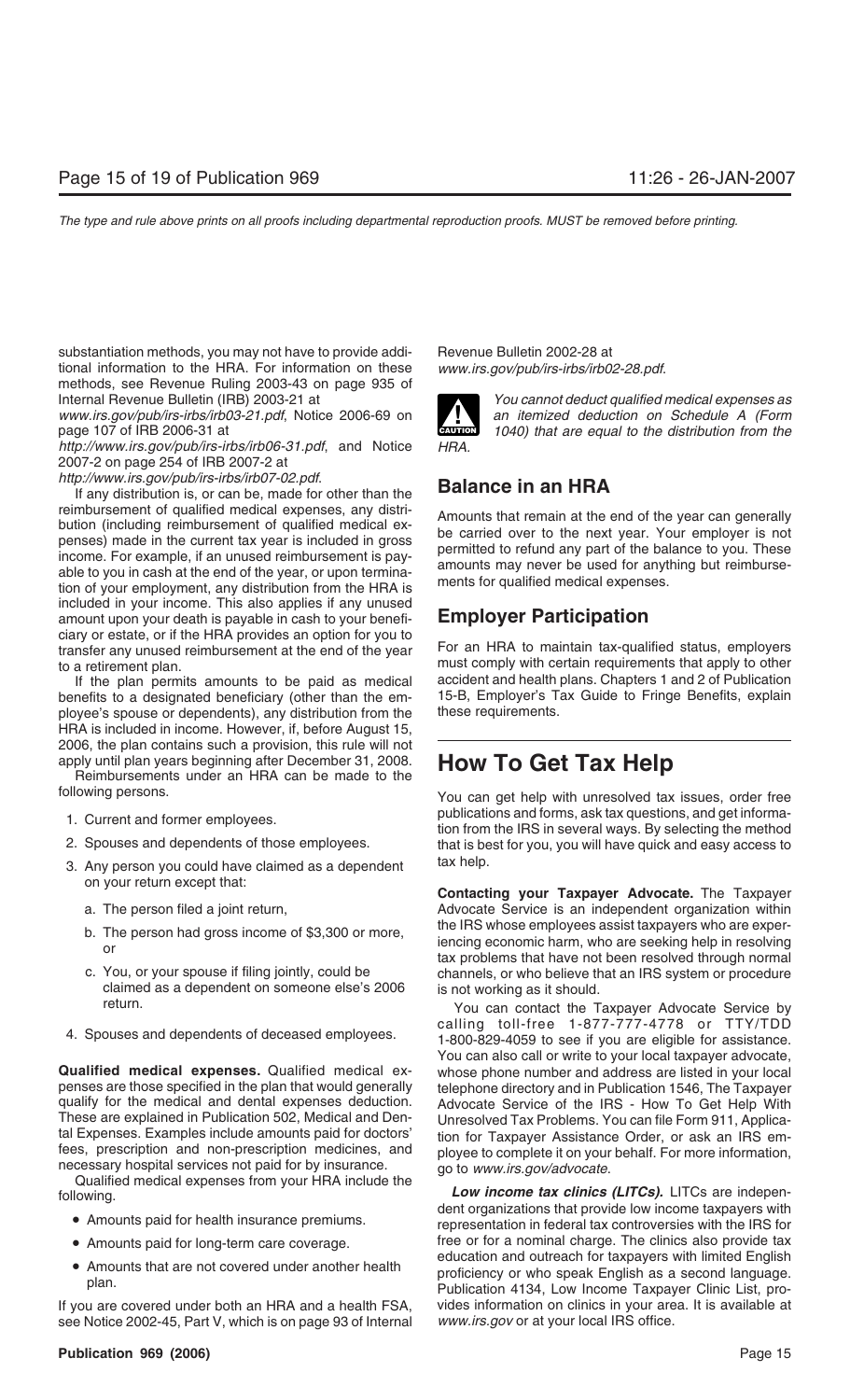substantiation methods, you may not have to provide additional information to the HRA. For information on these methods, see Revenue Ruling 2003-43 on page 935 of Internal Revenue Bulletin (IRB) 2003-21 at *www.irs.gov/pub/irs-irbs/irb03-21.pdf*, Notice 2006-69 on page 107 of IRB 2006-31 at *http://www.irs.gov/pub/irs-irbs/irb06-31.pdf*, and Notice 2007-2 on page 254 of IRB 2007-2 at *http://www.irs.gov/pub/irs-irbs/irb07-02.pdf*.

If any distribution is, or can be, made for other than the reimbursement of qualified medical expenses, any distribution (including reimbursement of qualified medical expenses) made in the current tax year is included in gross income. For example, if an unused reimbursement is payable to you in cash at the end of the year, or upon termination of your employment, any distribution from the HRA is included in your income. This also applies if any unused amount upon your death is payable in cash to your beneficiary or estate, or if the HRA provides an option for you to transfer any unused reimbursement at the end of the year to a retirement plan.

If the plan permits amounts to be paid as medical benefits to a designated beneficiary (other than the employee's spouse or dependents), any distribution from the HRA is included in income. However, if, before August 15, 2006, the plan contains such a provision, this rule will not apply until plan years beginning after December 31, 2008.

Reimbursements under an HRA can be made to the following persons.

1. Current and former employees.
2. Spouses and dependents of those employees.
3. Any person you could have claimed as a dependent on your return except that:
   a. The person filed a joint return,
   b. The person had gross income of $3,300 or more, or
   c. You, or your spouse if filing jointly, could be claimed as a dependent on someone else's 2006 return.
4. Spouses and dependents of deceased employees.

**Qualified medical expenses.** Qualified medical expenses are those specified in the plan that would generally qualify for the medical and dental expenses deduction. These are explained in Publication 502, Medical and Dental Expenses. Examples include amounts paid for doctors' fees, prescription and non-prescription medicines, and necessary hospital services not paid for by insurance.

Qualified medical expenses from your HRA include the following.

- Amounts paid for health insurance premiums.
- Amounts paid for long-term care coverage.
- Amounts that are not covered under another health plan.

If you are covered under both an HRA and a health FSA, see Notice 2002-45, Part V, which is on page 93 of Internal Revenue Bulletin 2002-28 at *www.irs.gov/pub/irs-irbs/irb02-28.pdf*.

**CAUTION:** *You cannot deduct qualified medical expenses as an itemized deduction on Schedule A (Form 1040) that are equal to the distribution from the HRA.*

## Balance in an HRA

Amounts that remain at the end of the year can generally be carried over to the next year. Your employer is not permitted to refund any part of the balance to you. These amounts may never be used for anything but reimbursements for qualified medical expenses.

## Employer Participation

For an HRA to maintain tax-qualified status, employers must comply with certain requirements that apply to other accident and health plans. Chapters 1 and 2 of Publication 15-B, Employer's Tax Guide to Fringe Benefits, explain these requirements.

# How To Get Tax Help

You can get help with unresolved tax issues, order free publications and forms, ask tax questions, and get information from the IRS in several ways. By selecting the method that is best for you, you will have quick and easy access to tax help.

**Contacting your Taxpayer Advocate.** The Taxpayer Advocate Service is an independent organization within the IRS whose employees assist taxpayers who are experiencing economic harm, who are seeking help in resolving tax problems that have not been resolved through normal channels, or who believe that an IRS system or procedure is not working as it should.

You can contact the Taxpayer Advocate Service by calling toll-free 1-877-777-4778 or TTY/TDD 1-800-829-4059 to see if you are eligible for assistance. You can also call or write to your local taxpayer advocate, whose phone number and address are listed in your local telephone directory and in Publication 1546, The Taxpayer Advocate Service of the IRS - How To Get Help With Unresolved Tax Problems. You can file Form 911, Application for Taxpayer Assistance Order, or ask an IRS employee to complete it on your behalf. For more information, go to *www.irs.gov/advocate*.

***Low income tax clinics (LITCs).*** LITCs are independent organizations that provide low income taxpayers with representation in federal tax controversies with the IRS for free or for a nominal charge. The clinics also provide tax education and outreach for taxpayers with limited English proficiency or who speak English as a second language. Publication 4134, Low Income Taxpayer Clinic List, provides information on clinics in your area. It is available at *www.irs.gov* or at your local IRS office.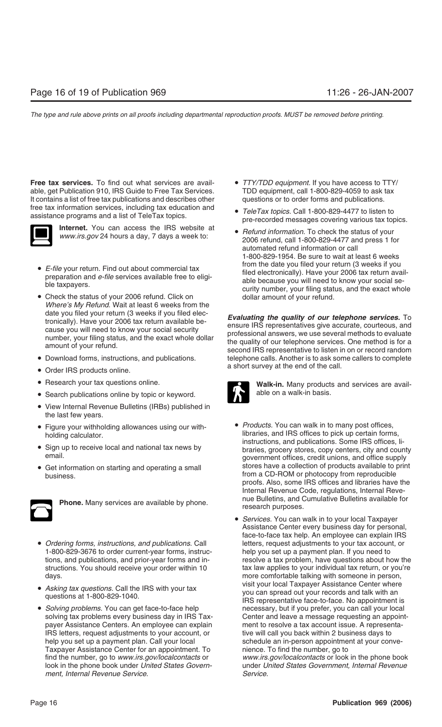**Free tax services.** To find out what services are available, get Publication 910, IRS Guide to Free Tax Services. It contains a list of free tax publications and describes other free tax information services, including tax education and assistance programs and a list of TeleTax topics.

**Internet.** You can access the IRS website at *www.irs.gov* 24 hours a day, 7 days a week to:

- *E-file* your return. Find out about commercial tax preparation and *e-file* services available free to eligible taxpayers.
- Check the status of your 2006 refund. Click on *Where's My Refund*. Wait at least 6 weeks from the date you filed your return (3 weeks if you filed electronically). Have your 2006 tax return available because you will need to know your social security number, your filing status, and the exact whole dollar amount of your refund.
- Download forms, instructions, and publications.
- Order IRS products online.
- Research your tax questions online.
- Search publications online by topic or keyword.
- View Internal Revenue Bulletins (IRBs) published in the last few years.
- Figure your withholding allowances using our withholding calculator.
- Sign up to receive local and national tax news by email.
- Get information on starting and operating a small business.

**Phone.** Many services are available by phone.

- *Ordering forms, instructions, and publications.* Call 1-800-829-3676 to order current-year forms, instructions, and publications, and prior-year forms and instructions. You should receive your order within 10 days.
- *Asking tax questions.* Call the IRS with your tax questions at 1-800-829-1040.
- *Solving problems.* You can get face-to-face help solving tax problems every business day in IRS Taxpayer Assistance Centers. An employee can explain IRS letters, request adjustments to your account, or help you set up a payment plan. Call your local Taxpayer Assistance Center for an appointment. To find the number, go to *www.irs.gov/localcontacts* or look in the phone book under *United States Government, Internal Revenue Service*.
- *TTY/TDD equipment.* If you have access to TTY/TDD equipment, call 1-800-829-4059 to ask tax questions or to order forms and publications.
- *TeleTax topics.* Call 1-800-829-4477 to listen to pre-recorded messages covering various tax topics.
- *Refund information.* To check the status of your 2006 refund, call 1-800-829-4477 and press 1 for automated refund information or call 1-800-829-1954. Be sure to wait at least 6 weeks from the date you filed your return (3 weeks if you filed electronically). Have your 2006 tax return available because you will need to know your social security number, your filing status, and the exact whole dollar amount of your refund.

***Evaluating the quality of our telephone services.*** To ensure IRS representatives give accurate, courteous, and professional answers, we use several methods to evaluate the quality of our telephone services. One method is for a second IRS representative to listen in on or record random telephone calls. Another is to ask some callers to complete a short survey at the end of the call.

**Walk-in.** Many products and services are available on a walk-in basis.

- *Products.* You can walk in to many post offices, libraries, and IRS offices to pick up certain forms, instructions, and publications. Some IRS offices, libraries, grocery stores, copy centers, city and county government offices, credit unions, and office supply stores have a collection of products available to print from a CD-ROM or photocopy from reproducible proofs. Also, some IRS offices and libraries have the Internal Revenue Code, regulations, Internal Revenue Bulletins, and Cumulative Bulletins available for research purposes.
- *Services.* You can walk in to your local Taxpayer Assistance Center every business day for personal, face-to-face tax help. An employee can explain IRS letters, request adjustments to your tax account, or help you set up a payment plan. If you need to resolve a tax problem, have questions about how the tax law applies to your individual tax return, or you're more comfortable talking with someone in person, visit your local Taxpayer Assistance Center where you can spread out your records and talk with an IRS representative face-to-face. No appointment is necessary, but if you prefer, you can call your local Center and leave a message requesting an appointment to resolve a tax account issue. A representative will call you back within 2 business days to schedule an in-person appointment at your convenience. To find the number, go to *www.irs.gov/localcontacts* or look in the phone book under *United States Government, Internal Revenue Service*.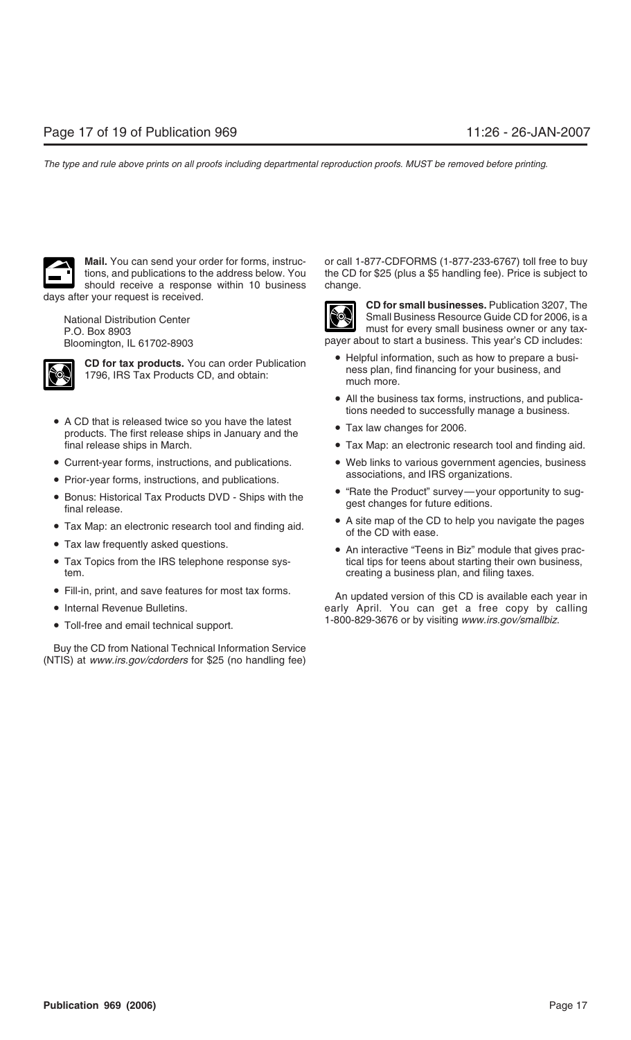**Mail.** You can send your order for forms, instructions, and publications to the address below. You should receive a response within 10 business days after your request is received.

National Distribution Center
P.O. Box 8903
Bloomington, IL 61702-8903

**CD for tax products.** You can order Publication 1796, IRS Tax Products CD, and obtain:

- A CD that is released twice so you have the latest products. The first release ships in January and the final release ships in March.
- Current-year forms, instructions, and publications.
- Prior-year forms, instructions, and publications.
- Bonus: Historical Tax Products DVD - Ships with the final release.
- Tax Map: an electronic research tool and finding aid.
- Tax law frequently asked questions.
- Tax Topics from the IRS telephone response system.
- Fill-in, print, and save features for most tax forms.
- Internal Revenue Bulletins.
- Toll-free and email technical support.

Buy the CD from National Technical Information Service (NTIS) at *www.irs.gov/cdorders* for $25 (no handling fee) or call 1-877-CDFORMS (1-877-233-6767) toll free to buy the CD for $25 (plus a $5 handling fee). Price is subject to change.

**CD for small businesses.** Publication 3207, The Small Business Resource Guide CD for 2006, is a must for every small business owner or any taxpayer about to start a business. This year's CD includes:

- Helpful information, such as how to prepare a business plan, find financing for your business, and much more.
- All the business tax forms, instructions, and publications needed to successfully manage a business.
- Tax law changes for 2006.
- Tax Map: an electronic research tool and finding aid.
- Web links to various government agencies, business associations, and IRS organizations.
- "Rate the Product" survey—your opportunity to suggest changes for future editions.
- A site map of the CD to help you navigate the pages of the CD with ease.
- An interactive "Teens in Biz" module that gives practical tips for teens about starting their own business, creating a business plan, and filing taxes.

An updated version of this CD is available each year in early April. You can get a free copy by calling 1-800-829-3676 or by visiting *www.irs.gov/smallbiz*.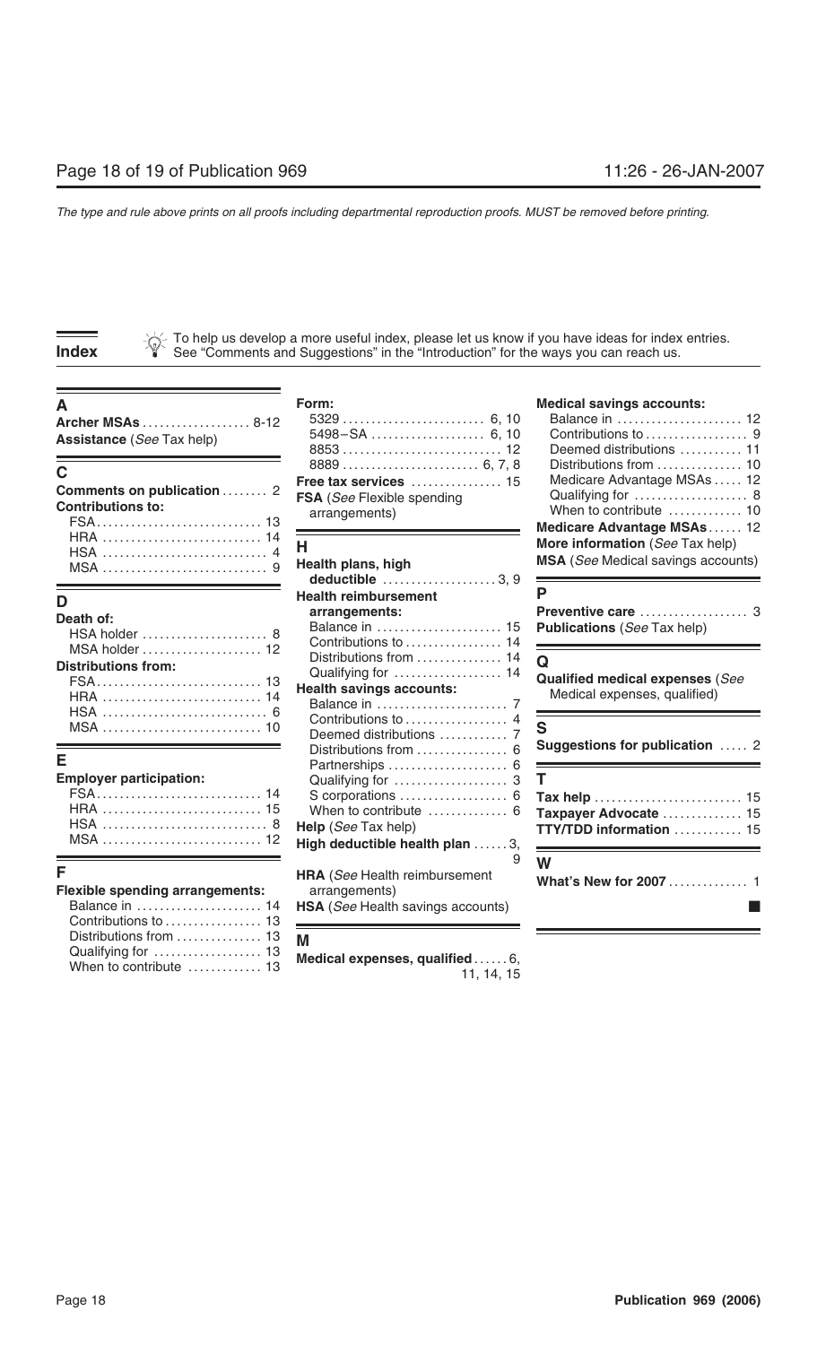# Index

To help us develop a more useful index, please let us know if you have ideas for index entries. See "Comments and Suggestions" in the "Introduction" for the ways you can reach us.

## A

**Archer MSAs** .................. 8-12
**Assistance** (*See* Tax help)

## C

**Comments on publication** ........ 2
**Contributions to:**
- FSA ............................ 13
- HRA ........................... 14
- HSA ............................ 4
- MSA ............................ 9

## D

**Death of:**
- HSA holder ..................... 8
- MSA holder .................... 12

**Distributions from:**
- FSA ............................ 13
- HRA ........................... 14
- HSA ............................ 6
- MSA ........................... 10

## E

**Employer participation:**
- FSA ............................ 14
- HRA ........................... 15
- HSA ............................ 8
- MSA ........................... 12

## F

**Flexible spending arrangements:**
- Balance in ...................... 14
- Contributions to ................ 13
- Distributions from .............. 13
- Qualifying for ................... 13
- When to contribute ............ 13

**Form:**
- 5329 ........................ 6, 10
- 5498–SA ................... 6, 10
- 8853 ............................ 12
- 8889 ....................... 6, 7, 8

**Free tax services** ................ 15
**FSA** (*See* Flexible spending arrangements)

## H

**Health plans, high deductible** ................... 3, 9

**Health reimbursement arrangements:**
- Balance in ...................... 15
- Contributions to ................ 14
- Distributions from .............. 14
- Qualifying for ................... 14

**Health savings accounts:**
- Balance in ....................... 7
- Contributions to ................. 4
- Deemed distributions ........... 7
- Distributions from ............... 6
- Partnerships ..................... 6
- Qualifying for .................... 3
- S corporations ................... 6
- When to contribute .............. 6

**Help** (*See* Tax help)
**High deductible health plan** ...... 3, 9
**HRA** (*See* Health reimbursement arrangements)
**HSA** (*See* Health savings accounts)

## M

**Medical expenses, qualified** ...... 6, 11, 14, 15

**Medical savings accounts:**
- Balance in ...................... 12
- Contributions to ................. 9
- Deemed distributions .......... 11
- Distributions from .............. 10
- Medicare Advantage MSAs ..... 12
- Qualifying for .................... 8
- When to contribute ............ 10

**Medicare Advantage MSAs** ...... 12
**More information** (*See* Tax help)
**MSA** (*See* Medical savings accounts)

## P

**Preventive care** ................... 3
**Publications** (*See* Tax help)

## Q

**Qualified medical expenses** (*See* Medical expenses, qualified)

## S

**Suggestions for publication** ..... 2

## T

**Tax help** .......................... 15
**Taxpayer Advocate** .............. 15
**TTY/TDD information** ............ 15

## W

**What's New for 2007** ............. 1

■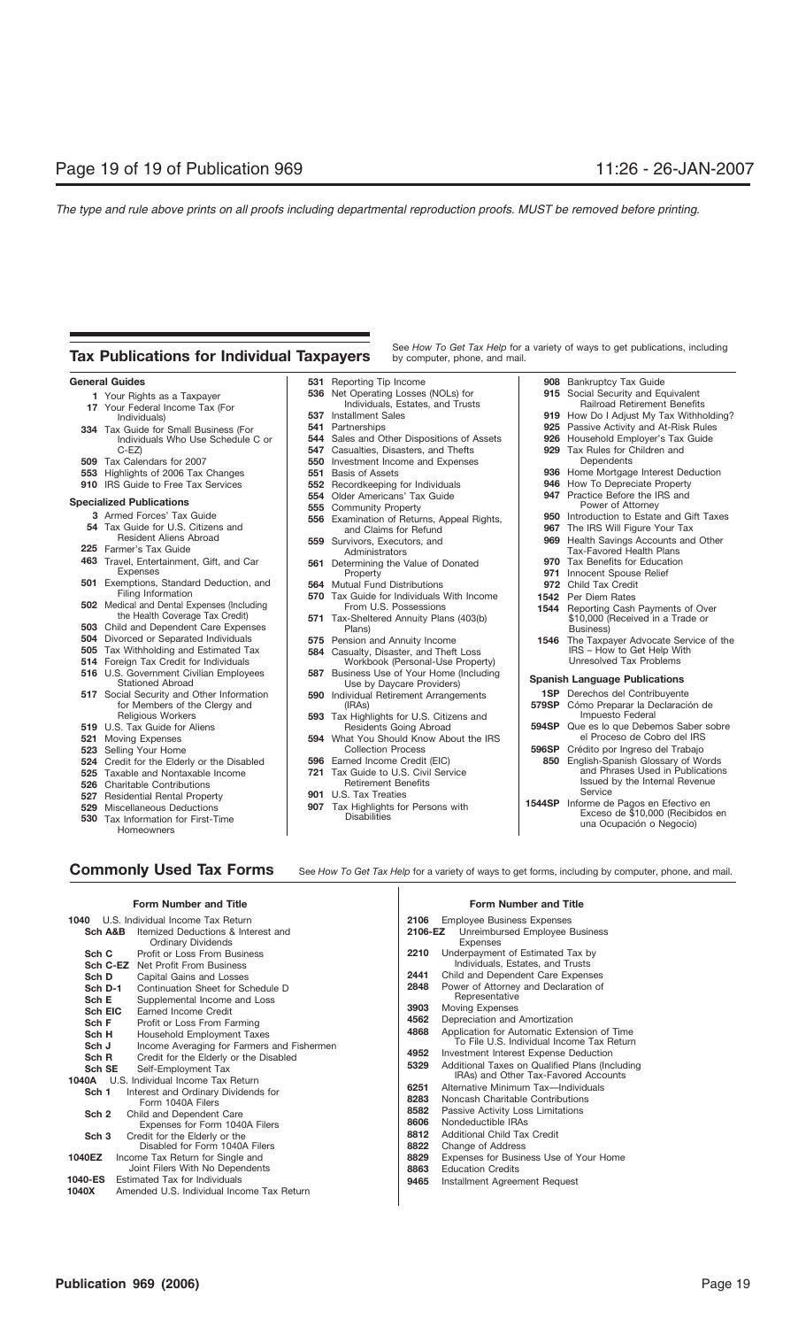*The type and rule above prints on all proofs including departmental reproduction proofs. MUST be removed before printing.*

## Tax Publications for Individual Taxpayers

See *How To Get Tax Help* for a variety of ways to get publications, including by computer, phone, and mail.

### General Guides

- **1** Your Rights as a Taxpayer
- **17** Your Federal Income Tax (For Individuals)
- **334** Tax Guide for Small Business (For Individuals Who Use Schedule C or C-EZ)
- **509** Tax Calendars for 2007
- **553** Highlights of 2006 Tax Changes
- **910** IRS Guide to Free Tax Services

### Specialized Publications

- **3** Armed Forces' Tax Guide
- **54** Tax Guide for U.S. Citizens and Resident Aliens Abroad
- **225** Farmer's Tax Guide
- **463** Travel, Entertainment, Gift, and Car Expenses
- **501** Exemptions, Standard Deduction, and Filing Information
- **502** Medical and Dental Expenses (Including the Health Coverage Tax Credit)
- **503** Child and Dependent Care Expenses
- **504** Divorced or Separated Individuals
- **505** Tax Withholding and Estimated Tax
- **514** Foreign Tax Credit for Individuals
- **516** U.S. Government Civilian Employees Stationed Abroad
- **517** Social Security and Other Information for Members of the Clergy and Religious Workers
- **519** U.S. Tax Guide for Aliens
- **521** Moving Expenses
- **523** Selling Your Home
- **524** Credit for the Elderly or the Disabled
- **525** Taxable and Nontaxable Income
- **526** Charitable Contributions
- **527** Residential Rental Property
- **529** Miscellaneous Deductions
- **530** Tax Information for First-Time Homeowners
- **531** Reporting Tip Income
- **536** Net Operating Losses (NOLs) for Individuals, Estates, and Trusts
- **537** Installment Sales
- **541** Partnerships
- **544** Sales and Other Dispositions of Assets
- **547** Casualties, Disasters, and Thefts
- **550** Investment Income and Expenses
- **551** Basis of Assets
- **552** Recordkeeping for Individuals
- **554** Older Americans' Tax Guide
- **555** Community Property
- **556** Examination of Returns, Appeal Rights, and Claims for Refund
- **559** Survivors, Executors, and Administrators
- **561** Determining the Value of Donated Property
- **564** Mutual Fund Distributions
- **570** Tax Guide for Individuals With Income From U.S. Possessions
- **571** Tax-Sheltered Annuity Plans (403(b) Plans)
- **575** Pension and Annuity Income
- **584** Casualty, Disaster, and Theft Loss Workbook (Personal-Use Property)
- **587** Business Use of Your Home (Including Use by Daycare Providers)
- **590** Individual Retirement Arrangements (IRAs)
- **593** Tax Highlights for U.S. Citizens and Residents Going Abroad
- **594** What You Should Know About the IRS Collection Process
- **596** Earned Income Credit (EIC)
- **721** Tax Guide to U.S. Civil Service Retirement Benefits
- **901** U.S. Tax Treaties
- **907** Tax Highlights for Persons with Disabilities
- **908** Bankruptcy Tax Guide
- **915** Social Security and Equivalent Railroad Retirement Benefits
- **919** How Do I Adjust My Tax Withholding?
- **925** Passive Activity and At-Risk Rules
- **926** Household Employer's Tax Guide
- **929** Tax Rules for Children and Dependents
- **936** Home Mortgage Interest Deduction
- **946** How To Depreciate Property
- **947** Practice Before the IRS and Power of Attorney
- **950** Introduction to Estate and Gift Taxes
- **967** The IRS Will Figure Your Tax
- **969** Health Savings Accounts and Other Tax-Favored Health Plans
- **970** Tax Benefits for Education
- **971** Innocent Spouse Relief
- **972** Child Tax Credit
- **1542** Per Diem Rates
- **1544** Reporting Cash Payments of Over $10,000 (Received in a Trade or Business)
- **1546** The Taxpayer Advocate Service of the IRS – How to Get Help With Unresolved Tax Problems

### Spanish Language Publications

- **1SP** Derechos del Contribuyente
- **579SP** Cómo Preparar la Declaración de Impuesto Federal
- **594SP** Que es lo que Debemos Saber sobre el Proceso de Cobro del IRS
- **596SP** Crédito por Ingreso del Trabajo
- **850** English-Spanish Glossary of Words and Phrases Used in Publications Issued by the Internal Revenue Service
- **1544SP** Informe de Pagos en Efectivo en Exceso de $10,000 (Recibidos en una Ocupación o Negocio)

## Commonly Used Tax Forms

See *How To Get Tax Help* for a variety of ways to get forms, including by computer, phone, and mail.

| Form Number and Title | |
|---|---|
| **1040** | U.S. Individual Income Tax Return |
| **Sch A&B** | Itemized Deductions & Interest and Ordinary Dividends |
| **Sch C** | Profit or Loss From Business |
| **Sch C-EZ** | Net Profit From Business |
| **Sch D** | Capital Gains and Losses |
| **Sch D-1** | Continuation Sheet for Schedule D |
| **Sch E** | Supplemental Income and Loss |
| **Sch EIC** | Earned Income Credit |
| **Sch F** | Profit or Loss From Farming |
| **Sch H** | Household Employment Taxes |
| **Sch J** | Income Averaging for Farmers and Fishermen |
| **Sch R** | Credit for the Elderly or the Disabled |
| **Sch SE** | Self-Employment Tax |
| **1040A** | U.S. Individual Income Tax Return |
| **Sch 1** | Interest and Ordinary Dividends for Form 1040A Filers |
| **Sch 2** | Child and Dependent Care Expenses for Form 1040A Filers |
| **Sch 3** | Credit for the Elderly or the Disabled for Form 1040A Filers |
| **1040EZ** | Income Tax Return for Single and Joint Filers With No Dependents |
| **1040-ES** | Estimated Tax for Individuals |
| **1040X** | Amended U.S. Individual Income Tax Return |

| Form Number and Title | |
|---|---|
| **2106** | Employee Business Expenses |
| **2106-EZ** | Unreimbursed Employee Business Expenses |
| **2210** | Underpayment of Estimated Tax by Individuals, Estates, and Trusts |
| **2441** | Child and Dependent Care Expenses |
| **2848** | Power of Attorney and Declaration of Representative |
| **3903** | Moving Expenses |
| **4562** | Depreciation and Amortization |
| **4868** | Application for Automatic Extension of Time To File U.S. Individual Income Tax Return |
| **4952** | Investment Interest Expense Deduction |
| **5329** | Additional Taxes on Qualified Plans (Including IRAs) and Other Tax-Favored Accounts |
| **6251** | Alternative Minimum Tax—Individuals |
| **8283** | Noncash Charitable Contributions |
| **8582** | Passive Activity Loss Limitations |
| **8606** | Nondeductible IRAs |
| **8812** | Additional Child Tax Credit |
| **8822** | Change of Address |
| **8829** | Expenses for Business Use of Your Home |
| **8863** | Education Credits |
| **9465** | Installment Agreement Request |